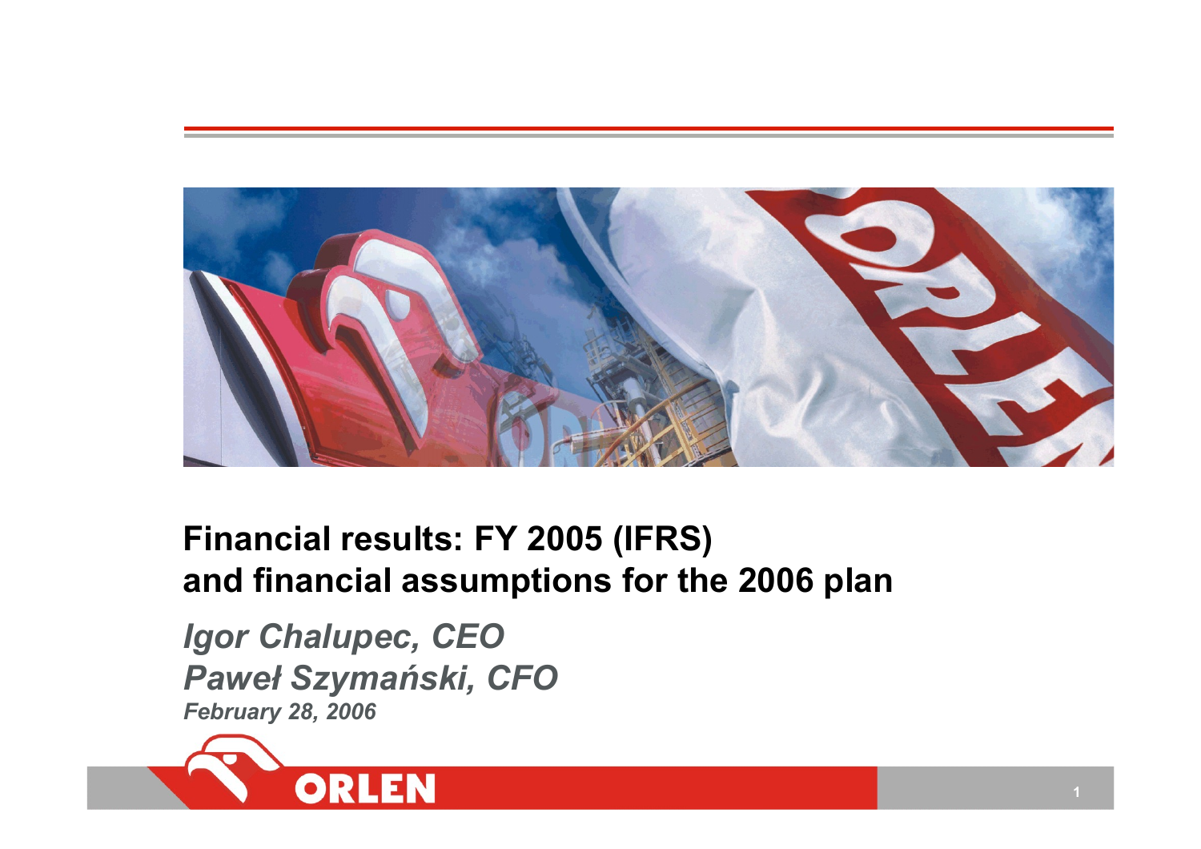# Financial results: FY 2005 (IFRS) and financial assumptions for the 2006 plan

***Igor Chalupec, CEO***

***Paweł Szymański, CFO***

***February 28, 2006***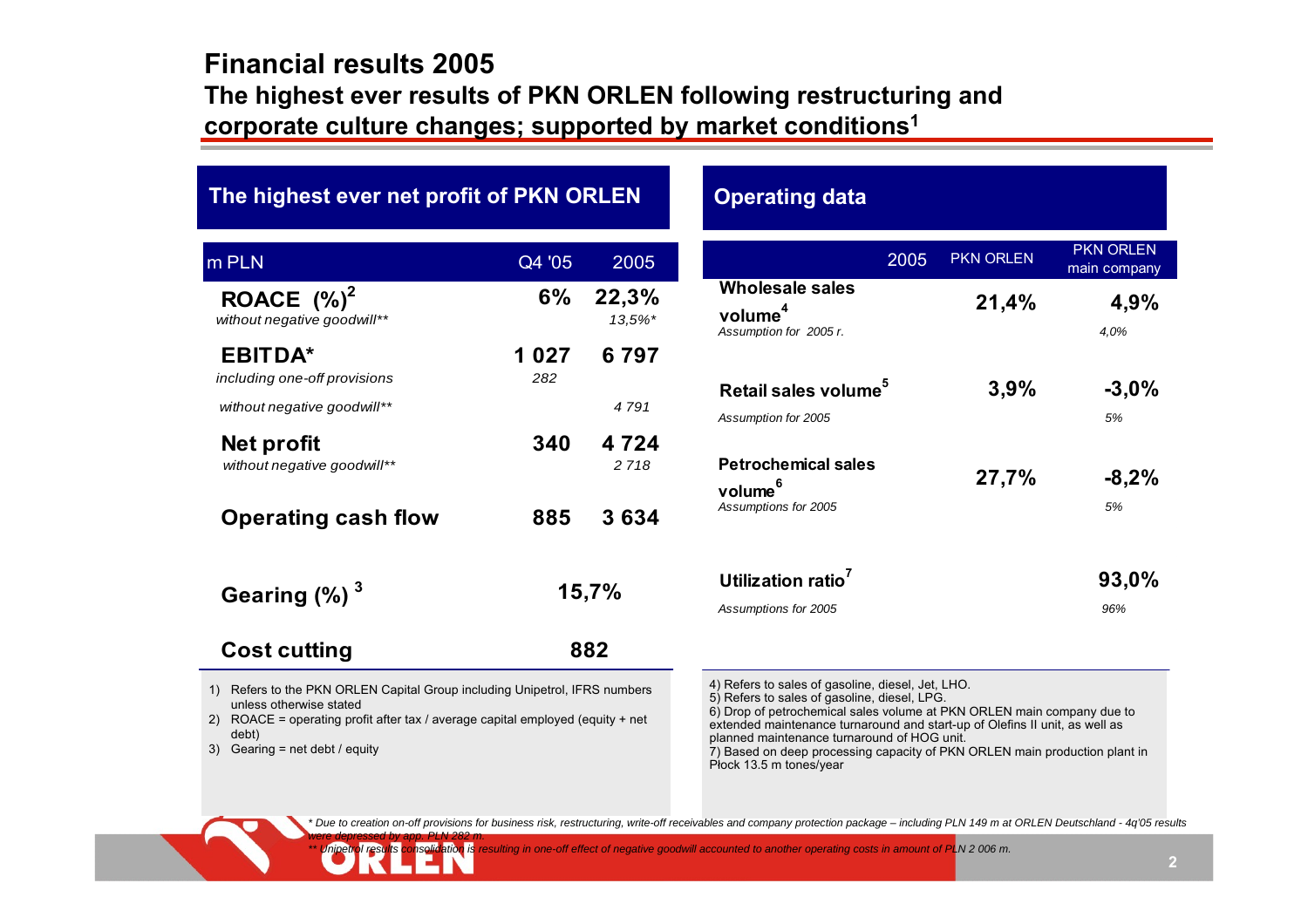# Financial results 2005

## The highest ever results of PKN ORLEN following restructuring and corporate culture changes; supported by market conditions[1]

### The highest ever net profit of PKN ORLEN

| m PLN | Q4 '05 | 2005 |
|---|---|---|
| **ROACE (%)[2]** | **6%** | **22,3%** |
| *without negative goodwill*** | | *13,5%** |
| **EBITDA*** | **1 027** | **6 797** |
| *including one-off provisions* | *282* | |
| *without negative goodwill*** | | *4 791* |
| **Net profit** | **340** | **4 724** |
| *without negative goodwill*** | | *2 718* |
| **Operating cash flow** | **885** | **3 634** |
| **Gearing (%)[3]** | **15,7%** | |
| **Cost cutting** | **882** | |

1) Refers to the PKN ORLEN Capital Group including Unipetrol, IFRS numbers unless otherwise stated
2) ROACE = operating profit after tax / average capital employed (equity + net debt)
3) Gearing = net debt / equity

### Operating data

| 2005 | PKN ORLEN | PKN ORLEN main company |
|---|---|---|
| **Wholesale sales volume[4]** | **21,4%** | **4,9%** |
| *Assumption for 2005 r.* | | *4,0%* |
| **Retail sales volume[5]** | **3,9%** | **-3,0%** |
| *Assumption for 2005* | | *5%* |
| **Petrochemical sales volume[6]** | **27,7%** | **-8,2%** |
| *Assumptions for 2005* | | *5%* |
| **Utilization ratio[7]** | | **93,0%** |
| *Assumptions for 2005* | | *96%* |

4) Refers to sales of gasoline, diesel, Jet, LHO.
5) Refers to sales of gasoline, diesel, LPG.
6) Drop of petrochemical sales volume at PKN ORLEN main company due to extended maintenance turnaround and start-up of Olefins II unit, as well as planned maintenance turnaround of HOG unit.
7) Based on deep processing capacity of PKN ORLEN main production plant in Płock 13.5 m tones/year

*\* Due to creation on-off provisions for business risk, restructuring, write-off receivables and company protection package – including PLN 149 m at ORLEN Deutschland - 4q'05 results were depressed by app. PLN 282 m.*

*\*\* Unipetrol results consolidation is resulting in one-off effect of negative goodwill accounted to another operating costs in amount of PLN 2 006 m.*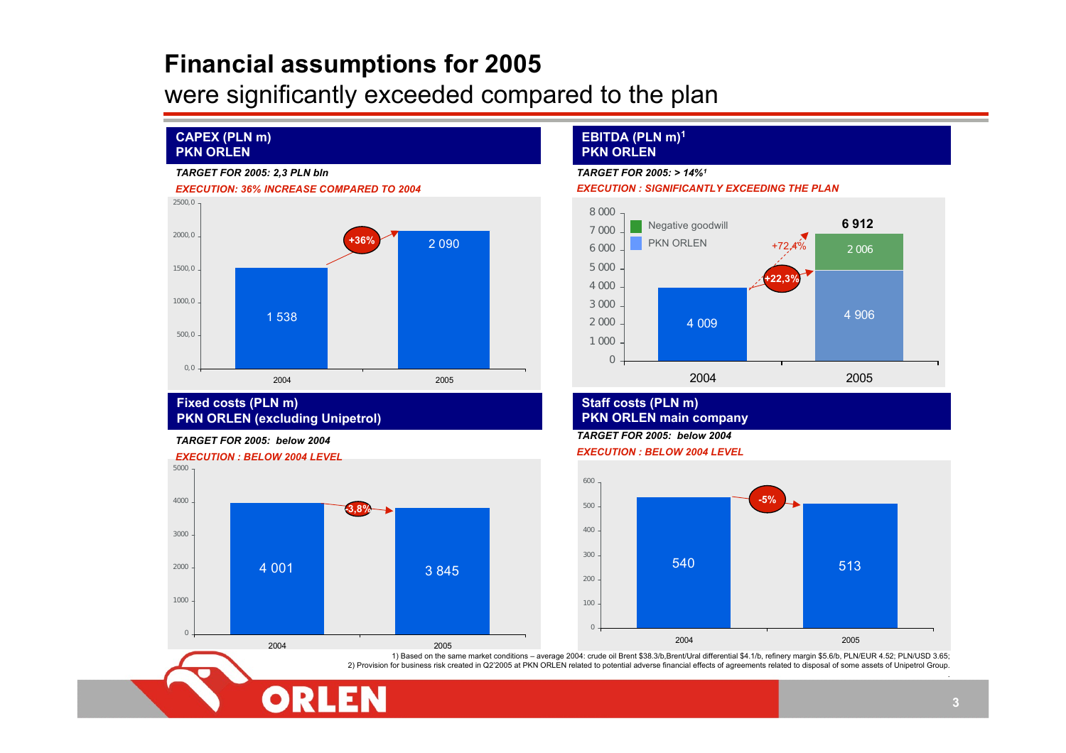# Financial assumptions for 2005

## were significantly exceeded compared to the plan

### CAPEX (PLN m) PKN ORLEN

***TARGET FOR 2005: 2,3 PLN bln***

***EXECUTION: 36% INCREASE COMPARED TO 2004***

| | 2004 | 2005 |
|---|---|---|
| CAPEX (PLN m) | 1 538 | 2 090 |

Change: +36%

### EBITDA (PLN m)[1] PKN ORLEN

***TARGET FOR 2005: > 14%[1]***

***EXECUTION : SIGNIFICANTLY EXCEEDING THE PLAN***

| | 2004 | 2005 |
|---|---|---|
| PKN ORLEN | 4 009 | 4 906 |
| Negative goodwill | | 2 006 |
| Total | 4 009 | 6 912 |

Change: +22,3% (PKN ORLEN); +72,4% (total)

### Fixed costs (PLN m) PKN ORLEN (excluding Unipetrol)

***TARGET FOR 2005: below 2004***

***EXECUTION : BELOW 2004 LEVEL***

| | 2004 | 2005 |
|---|---|---|
| Fixed costs (PLN m) | 4 001 | 3 845 |

Change: -3,8%

### Staff costs (PLN m) PKN ORLEN main company

***TARGET FOR 2005: below 2004***

***EXECUTION : BELOW 2004 LEVEL***

| | 2004 | 2005 |
|---|---|---|
| Staff costs (PLN m) | 540 | 513 |

Change: -5%

1) Based on the same market conditions – average 2004: crude oil Brent $38.3/b,Brent/Ural differential $4.1/b, refinery margin $5.6/b, PLN/EUR 4.52; PLN/USD 3.65;

2) Provision for business risk created in Q2'2005 at PKN ORLEN related to potential adverse financial effects of agreements related to disposal of some assets of Unipetrol Group.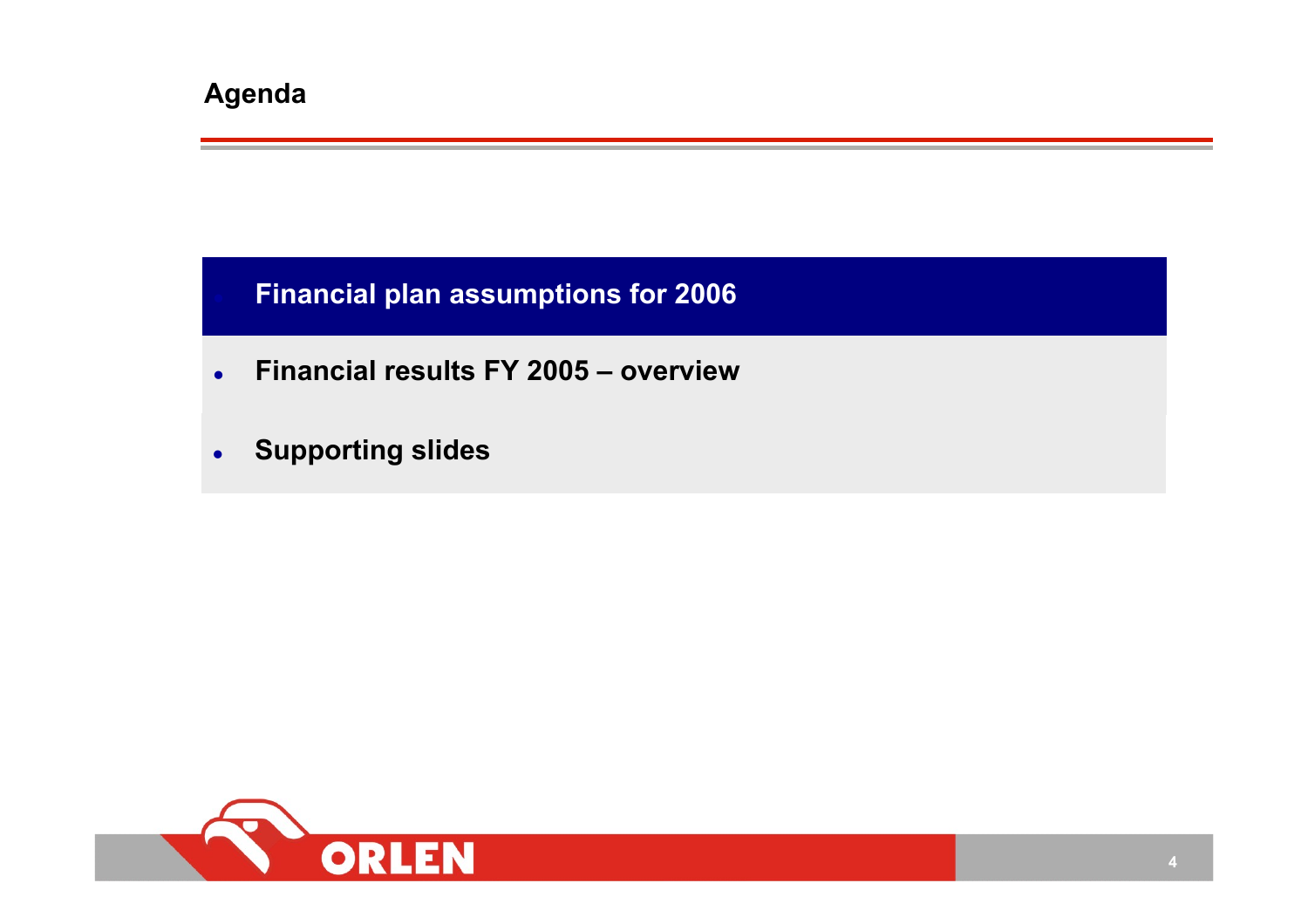# Agenda

- **Financial plan assumptions for 2006**
- **Financial results FY 2005 – overview**
- **Supporting slides**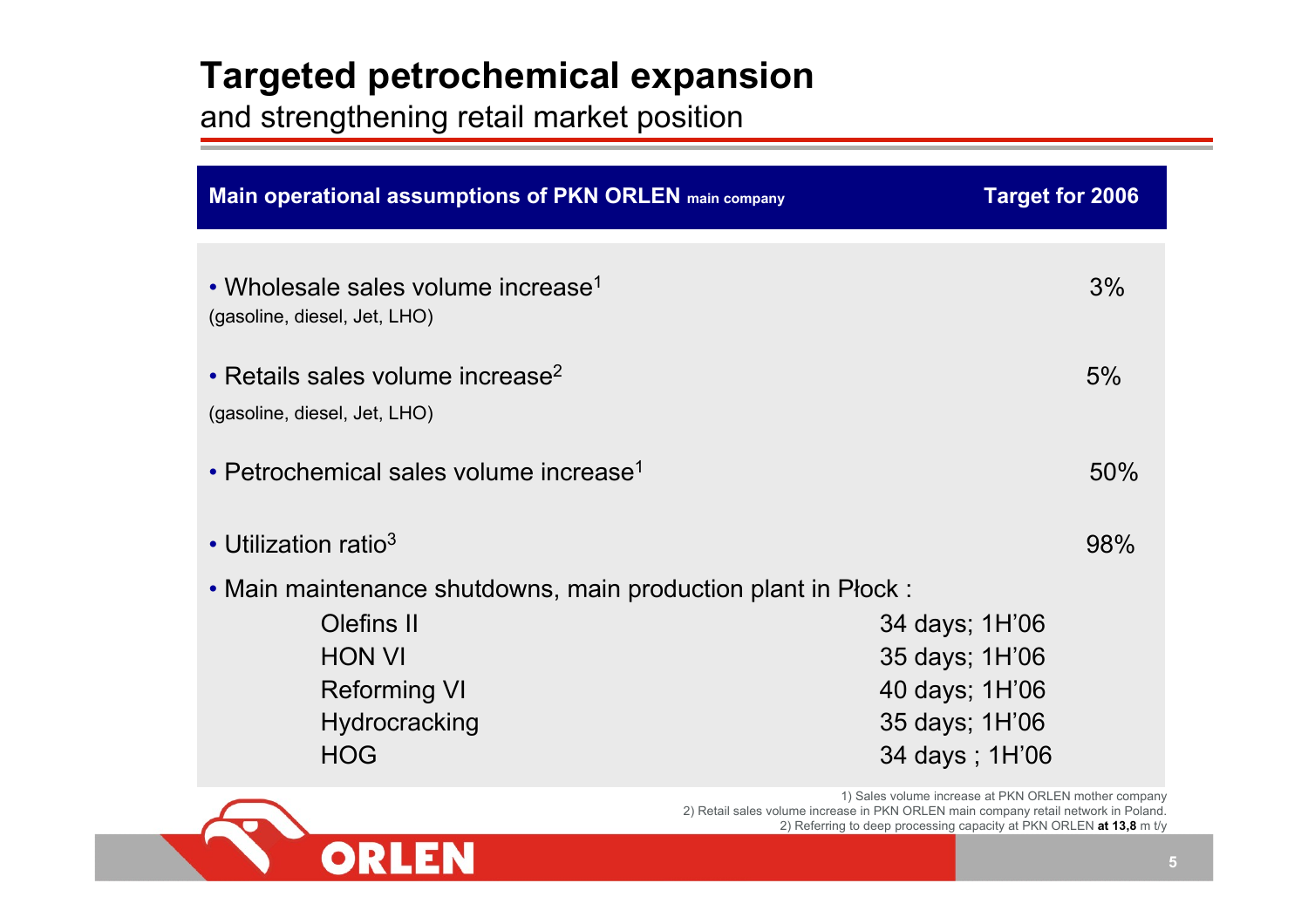# Targeted petrochemical expansion

## and strengthening retail market position

| Main operational assumptions of PKN ORLEN main company | Target for 2006 |
|---|---|
| • Wholesale sales volume increase[1] (gasoline, diesel, Jet, LHO) | 3% |
| • Retails sales volume increase[2] (gasoline, diesel, Jet, LHO) | 5% |
| • Petrochemical sales volume increase[1] | 50% |
| • Utilization ratio[3] | 98% |
| • Main maintenance shutdowns, main production plant in Płock : | |
| Olefins II | 34 days; 1H'06 |
| HON VI | 35 days; 1H'06 |
| Reforming VI | 40 days; 1H'06 |
| Hydrocracking | 35 days; 1H'06 |
| HOG | 34 days ; 1H'06 |

1) Sales volume increase at PKN ORLEN mother company
2) Retail sales volume increase in PKN ORLEN main company retail network in Poland.
2) Referring to deep processing capacity at PKN ORLEN **at 13,8** m t/y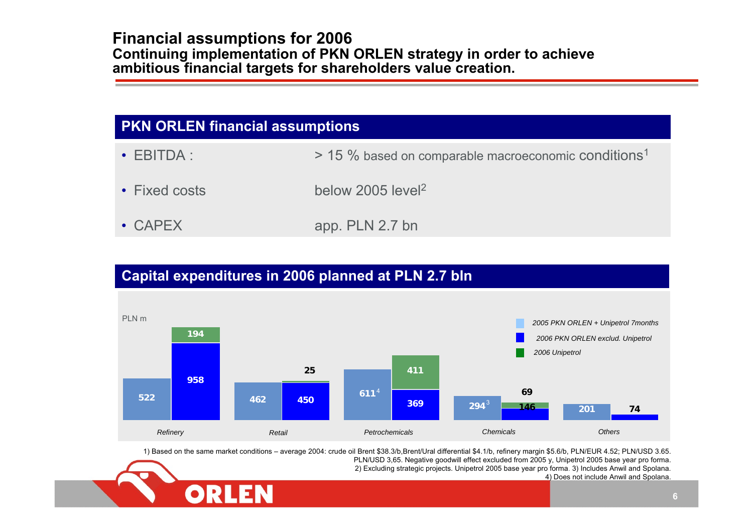# Financial assumptions for 2006

**Continuing implementation of PKN ORLEN strategy in order to achieve ambitious financial targets for shareholders value creation.**

## PKN ORLEN financial assumptions

- EBITDA : > 15 % based on comparable macroeconomic conditions[1]
- Fixed costs below 2005 level[2]
- CAPEX app. PLN 2.7 bn

## Capital expenditures in 2006 planned at PLN 2.7 bln

PLN m

| | 2005 PKN ORLEN + Unipetrol 7months | 2006 PKN ORLEN exclud. Unipetrol | 2006 Unipetrol |
|---|---|---|---|
| Refinery | 522 | 958 | 194 |
| Retail | 462 | 450 | 25 |
| Petrochemicals | 611[4] | 369 | 411 |
| Chemicals | 294[3] | 146 | 69 |
| Others | 201 | 74 | |

1) Based on the same market conditions – average 2004: crude oil Brent $38.3/b,Brent/Ural differential $4.1/b, refinery margin $5.6/b, PLN/EUR 4.52; PLN/USD 3.65. PLN/USD 3,65. Negative goodwill effect excluded from 2005 y, Unipetrol 2005 base year pro forma. 2) Excluding strategic projects. Unipetrol 2005 base year pro forma. 3) Includes Anwil and Spolana. 4) Does not include Anwil and Spolana.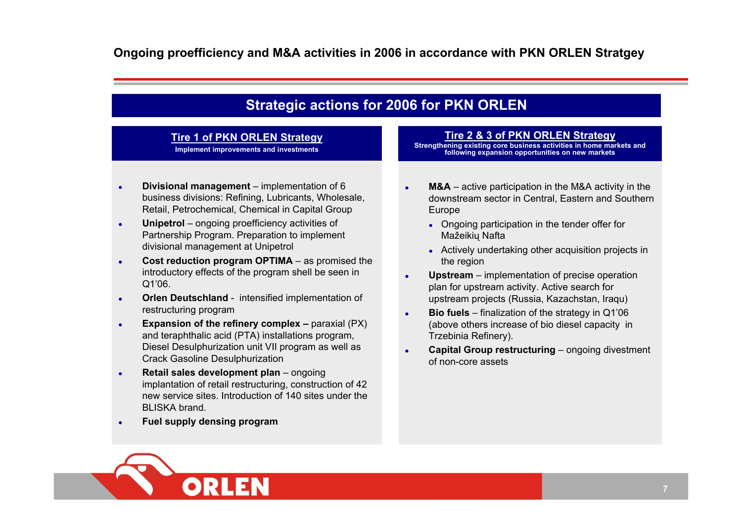# Ongoing proefficiency and M&A activities in 2006 in accordance with PKN ORLEN Stratgey

## Strategic actions for 2006 for PKN ORLEN

### Tire 1 of PKN ORLEN Strategy

**Implement improvements and investments**

- **Divisional management** – implementation of 6 business divisions: Refining, Lubricants, Wholesale, Retail, Petrochemical, Chemical in Capital Group
- **Unipetrol** – ongoing proefficiency activities of Partnership Program. Preparation to implement divisional management at Unipetrol
- **Cost reduction program OPTIMA** – as promised the introductory effects of the program shell be seen in Q1'06.
- **Orlen Deutschland** - intensified implementation of restructuring program
- **Expansion of the refinery complex –** paraxial (PX) and teraphthalic acid (PTA) installations program, Diesel Desulphurization unit VII program as well as Crack Gasoline Desulphurization
- **Retail sales development plan** – ongoing implantation of retail restructuring, construction of 42 new service sites. Introduction of 140 sites under the BLISKA brand.
- **Fuel supply densing program**

### Tire 2 & 3 of PKN ORLEN Strategy

**Strengthening existing core business activities in home markets and following expansion opportunities on new markets**

- **M&A** – active participation in the M&A activity in the downstream sector in Central, Eastern and Southern Europe
  - Ongoing participation in the tender offer for Mažeikių Nafta
  - Actively undertaking other acquisition projects in the region
- **Upstream** – implementation of precise operation plan for upstream activity. Active search for upstream projects (Russia, Kazachstan, Iraqu)
- **Bio fuels** – finalization of the strategy in Q1'06 (above others increase of bio diesel capacity in Trzebinia Refinery).
- **Capital Group restructuring** – ongoing divestment of non-core assets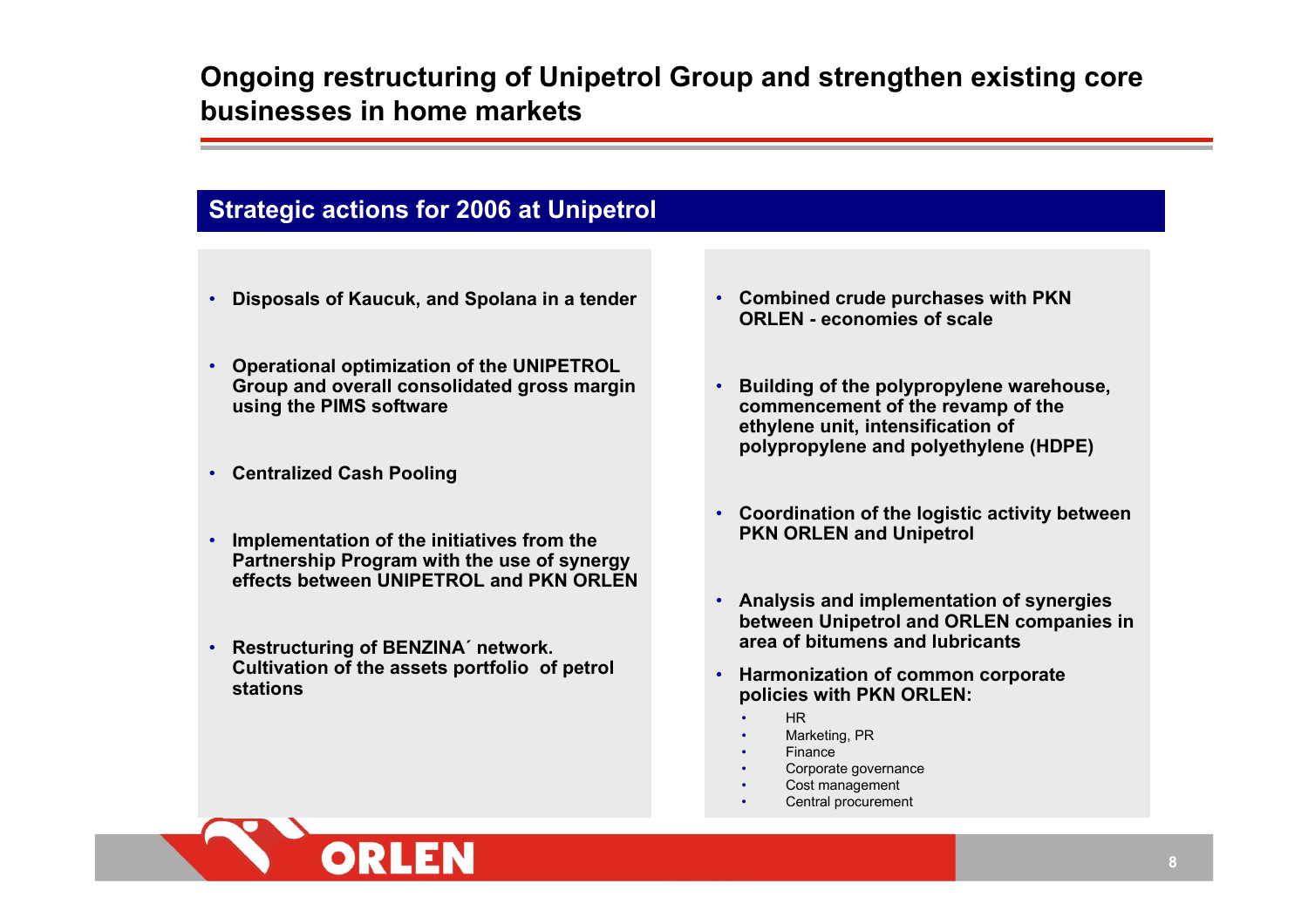# Ongoing restructuring of Unipetrol Group and strengthen existing core businesses in home markets

## Strategic actions for 2006 at Unipetrol

- **Disposals of Kaucuk, and Spolana in a tender**
- **Operational optimization of the UNIPETROL Group and overall consolidated gross margin using the PIMS software**
- **Centralized Cash Pooling**
- **Implementation of the initiatives from the Partnership Program with the use of synergy effects between UNIPETROL and PKN ORLEN**
- **Restructuring of BENZINA´ network. Cultivation of the assets portfolio of petrol stations**
- **Combined crude purchases with PKN ORLEN - economies of scale**
- **Building of the polypropylene warehouse, commencement of the revamp of the ethylene unit, intensification of polypropylene and polyethylene (HDPE)**
- **Coordination of the logistic activity between PKN ORLEN and Unipetrol**
- **Analysis and implementation of synergies between Unipetrol and ORLEN companies in area of bitumens and lubricants**
- **Harmonization of common corporate policies with PKN ORLEN:**
  - HR
  - Marketing, PR
  - Finance
  - Corporate governance
  - Cost management
  - Central procurement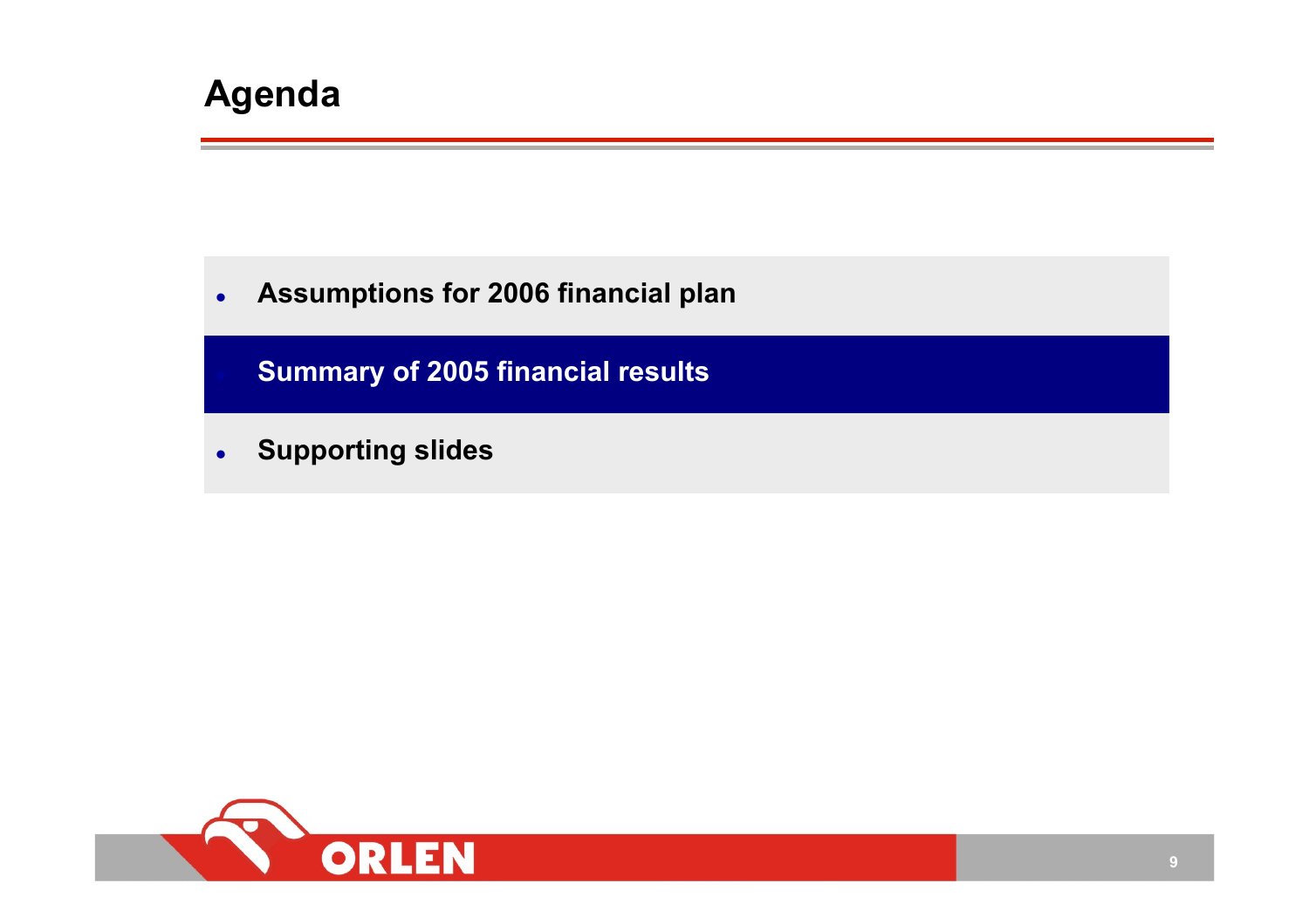# Agenda

- Assumptions for 2006 financial plan
- **Summary of 2005 financial results**
- Supporting slides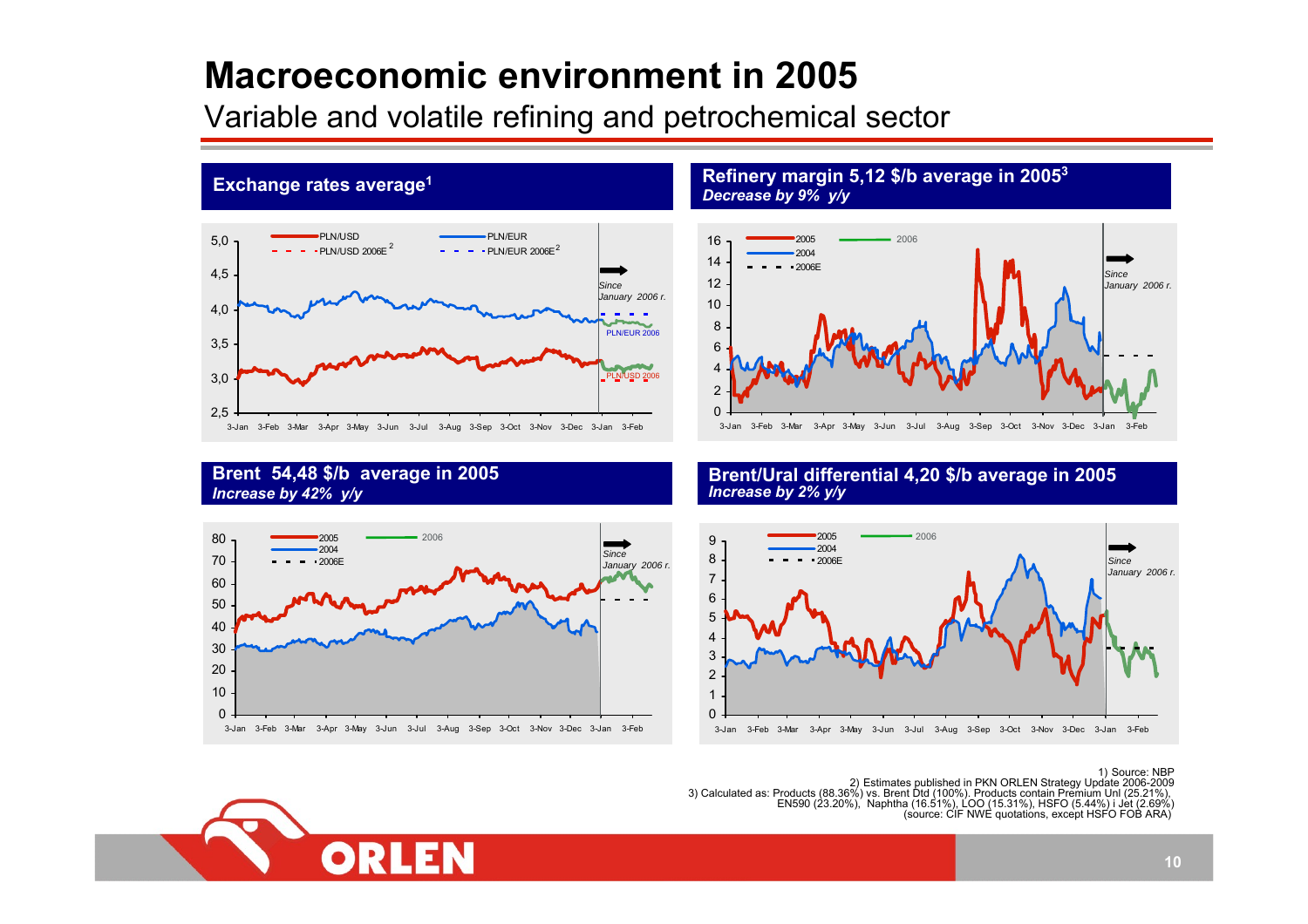# Macroeconomic environment in 2005

## Variable and volatile refining and petrochemical sector

### Exchange rates average[1]

PLN/USD
PLN/USD 2006E[2]
PLN/EUR
PLN/EUR 2006E[2]

Since January 2006 r.

PLN/EUR 2006
PLN/USD 2006

### Refinery margin 5,12 $/b average in 2005[3]

*Decrease by 9% y/y*

2005
2004
2006E
2006

Since January 2006 r.

### Brent 54,48 $/b average in 2005

*Increase by 42% y/y*

2005
2004
2006E
2006

Since January 2006 r.

### Brent/Ural differential 4,20 $/b average in 2005

*Increase by 2% y/y*

2005
2004
2006E
2006

Since January 2006 r.

1) Source: NBP
2) Estimates published in PKN ORLEN Strategy Update 2006-2009
3) Calculated as: Products (88.36%) vs. Brent Dtd (100%). Products contain Premium Unl (25.21%), EN590 (23.20%), Naphtha (16.51%), LOO (15.31%), HSFO (5.44%) i Jet (2.69%) (source: CIF NWE quotations, except HSFO FOB ARA)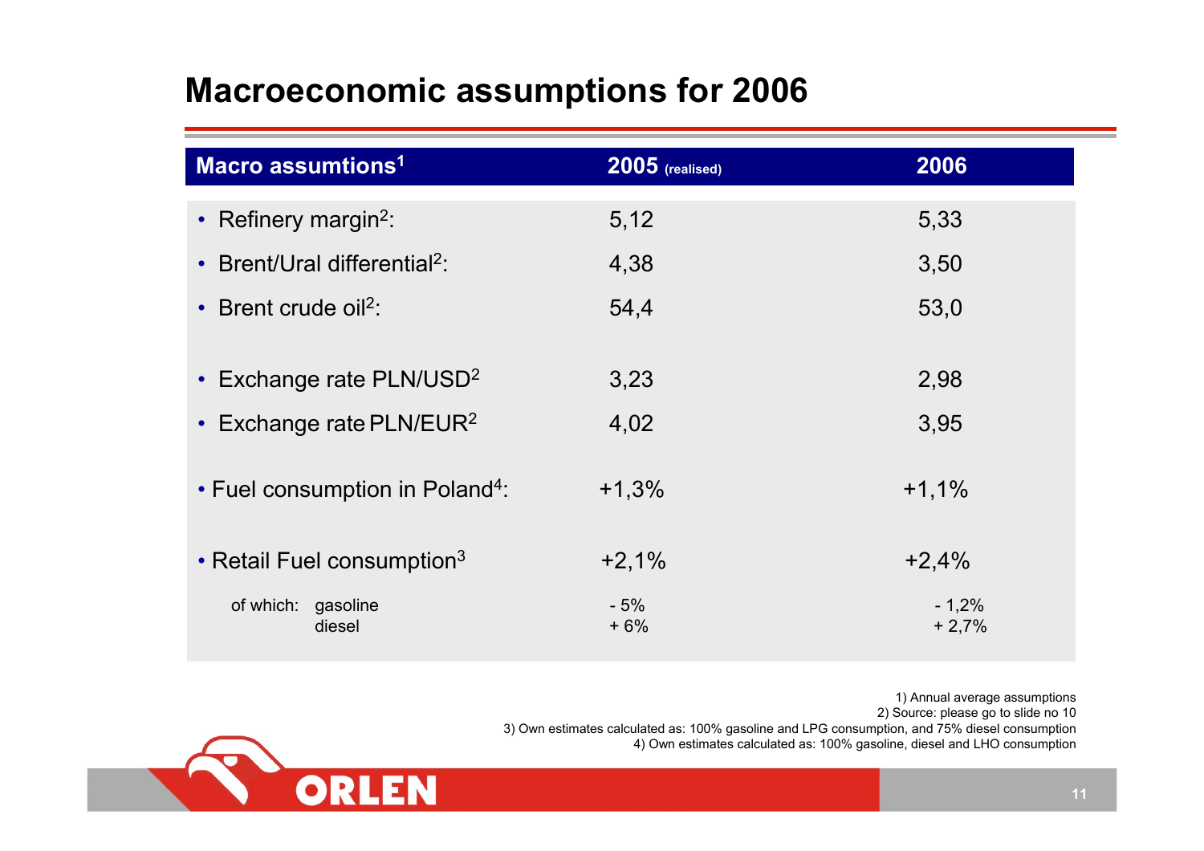# Macroeconomic assumptions for 2006

| Macro assumtions[1] | 2005 (realised) | 2006 |
|---|---|---|
| • Refinery margin[2]: | 5,12 | 5,33 |
| • Brent/Ural differential[2]: | 4,38 | 3,50 |
| • Brent crude oil[2]: | 54,4 | 53,0 |
| • Exchange rate PLN/USD[2] | 3,23 | 2,98 |
| • Exchange rate PLN/EUR[2] | 4,02 | 3,95 |
| • Fuel consumption in Poland[4]: | +1,3% | +1,1% |
| • Retail Fuel consumption[3] | +2,1% | +2,4% |
| of which: gasoline | - 5% | - 1,2% |
| diesel | + 6% | + 2,7% |

1) Annual average assumptions
2) Source: please go to slide no 10
3) Own estimates calculated as: 100% gasoline and LPG consumption, and 75% diesel consumption
4) Own estimates calculated as: 100% gasoline, diesel and LHO consumption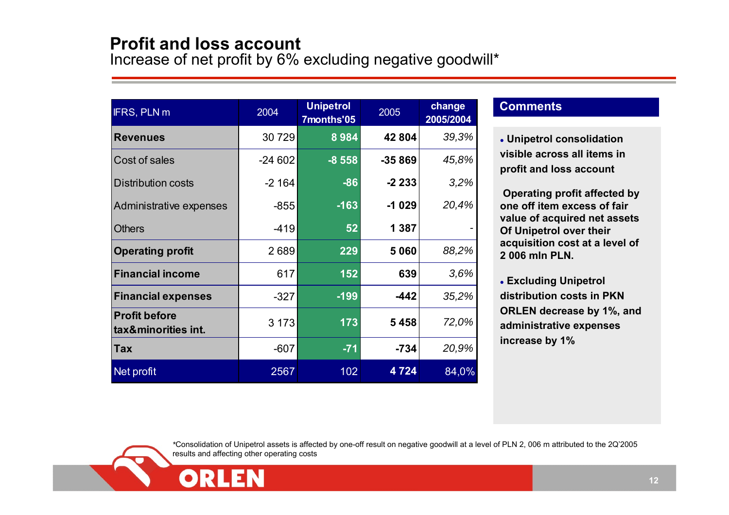# Profit and loss account

Increase of net profit by 6% excluding negative goodwill*

| IFRS, PLN m | 2004 | Unipetrol 7months'05 | 2005 | change 2005/2004 |
|---|---|---|---|---|
| **Revenues** | 30 729 | 8 984 | 42 804 | 39,3% |
| Cost of sales | -24 602 | -8 558 | -35 869 | 45,8% |
| Distribution costs | -2 164 | -86 | -2 233 | 3,2% |
| Administrative expenses | -855 | -163 | -1 029 | 20,4% |
| Others | -419 | 52 | 1 387 | - |
| **Operating profit** | 2 689 | 229 | 5 060 | 88,2% |
| **Financial income** | 617 | 152 | 639 | 3,6% |
| **Financial expenses** | -327 | -199 | -442 | 35,2% |
| **Profit before tax&minorities int.** | 3 173 | 173 | 5 458 | 72,0% |
| **Tax** | -607 | -71 | -734 | 20,9% |
| Net profit | 2567 | 102 | 4 724 | 84,0% |

## Comments

- **Unipetrol consolidation visible across all items in profit and loss account**

**Operating profit affected by one off item excess of fair value of acquired net assets Of Unipetrol over their acquisition cost at a level of 2 006 mln PLN.**

- **Excluding Unipetrol distribution costs in PKN ORLEN decrease by 1%, and administrative expenses increase by 1%**

*Consolidation of Unipetrol assets is affected by one-off result on negative goodwill at a level of PLN 2, 006 m attributed to the 2Q'2005 results and affecting other operating costs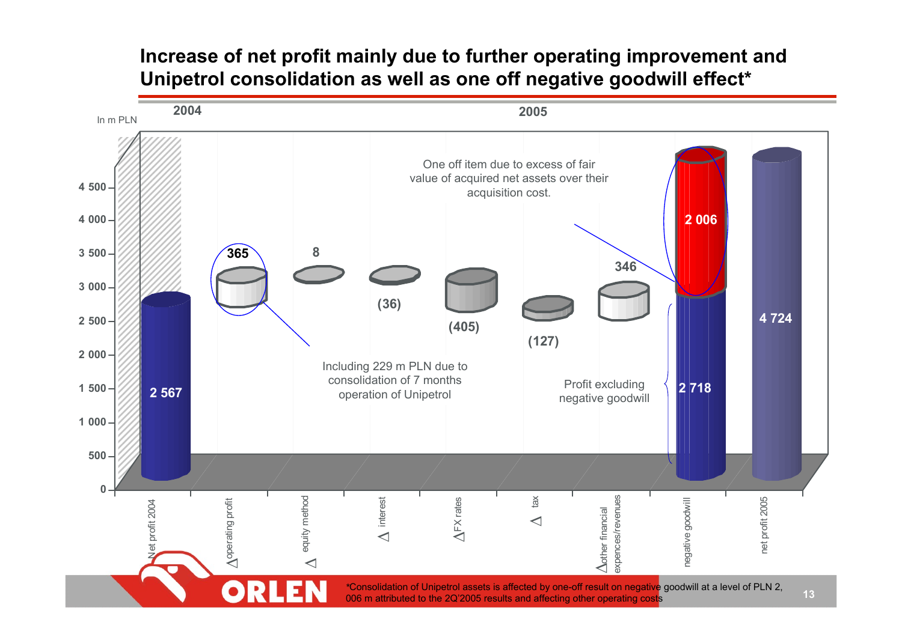# Increase of net profit mainly due to further operating improvement and Unipetrol consolidation as well as one off negative goodwill effect*

In m PLN

| | 2004 | 2005 | | | | | | | |
|---|---|---|---|---|---|---|---|---|---|
| | Net profit 2004 | Δ operating profit | Δ equity method | Δ interest | Δ FX rates | Δ tax | Δ other financial expences/revenues | negative goodwill | net profit 2005 |
| Value | 2 567 | 365 | 8 | (36) | (405) | (127) | 346 | 2 006 | 4 724 |

Δ operating profit: Including 229 m PLN due to consolidation of 7 months operation of Unipetrol

Negative goodwill: One off item due to excess of fair value of acquired net assets over their acquisition cost.

Profit excluding negative goodwill: 2 718

*Consolidation of Unipetrol assets is affected by one-off result on negative goodwill at a level of PLN 2, 006 m attributed to the 2Q'2005 results and affecting other operating costs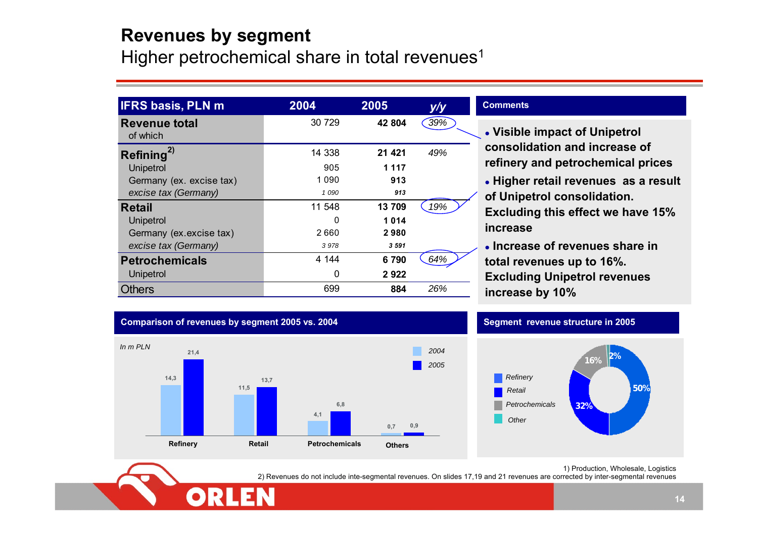# Revenues by segment

Higher petrochemical share in total revenues[1]

| IFRS basis, PLN m | 2004 | 2005 | y/y |
|---|---|---|---|
| **Revenue total** | 30 729 | **42 804** | *39%* |
| of which | | | |
| **Refining**[2)] | 14 338 | **21 421** | *49%* |
| Unipetrol | 905 | **1 117** | |
| Germany (ex. excise tax) | 1 090 | **913** | |
| *excise tax (Germany)* | *1 090* | ***913*** | |
| **Retail** | 11 548 | **13 709** | *19%* |
| Unipetrol | 0 | **1 014** | |
| Germany (ex.excise tax) | 2 660 | **2 980** | |
| *excise tax (Germany)* | *3 978* | ***3 591*** | |
| **Petrochemicals** | 4 144 | **6 790** | *64%* |
| Unipetrol | 0 | **2 922** | |
| Others | 699 | **884** | *26%* |

**Comments**

- **Visible impact of Unipetrol consolidation and increase of refinery and petrochemical prices**
- **Higher retail revenues as a result of Unipetrol consolidation. Excluding this effect we have 15% increase**
- **Increase of revenues share in total revenues up to 16%. Excluding Unipetrol revenues increase by 10%**

**Comparison of revenues by segment 2005 vs. 2004**

*In m PLN*

| | 2004 | 2005 |
|---|---|---|
| Refinery | 14,3 | 21,4 |
| Retail | 11,5 | 13,7 |
| Petrochemicals | 4,1 | 6,8 |
| Others | 0,7 | 0,9 |

**Segment revenue structure in 2005**

| Segment | Share |
|---|---|
| Refinery | 50% |
| Retail | 32% |
| Petrochemicals | 16% |
| Other | 2% |

1) Production, Wholesale, Logistics

2) Revenues do not include inte-segmental revenues. On slides 17,19 and 21 revenues are corrected by inter-segmental revenues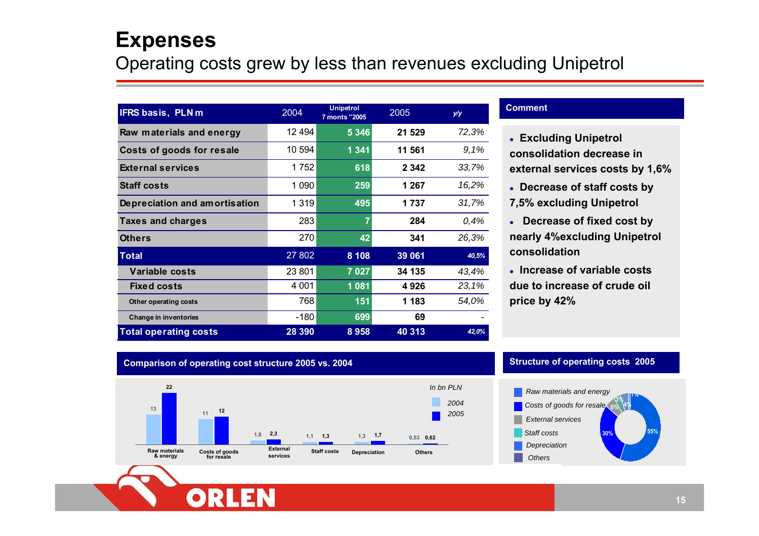# Expenses

## Operating costs grew by less than revenues excluding Unipetrol

| IFRS basis, PLN m | 2004 | Unipetrol 7 monts "2005 | 2005 | y/y |
|---|---|---|---|---|
| Raw materials and energy | 12 494 | 5 346 | 21 529 | 72,3% |
| Costs of goods for resale | 10 594 | 1 341 | 11 561 | 9,1% |
| External services | 1 752 | 618 | 2 342 | 33,7% |
| Staff costs | 1 090 | 259 | 1 267 | 16,2% |
| Depreciation and amortisation | 1 319 | 495 | 1 737 | 31,7% |
| Taxes and charges | 283 | 7 | 284 | 0,4% |
| Others | 270 | 42 | 341 | 26,3% |
| **Total** | 27 802 | 8 108 | 39 061 | 40,5% |
| Variable costs | 23 801 | 7 027 | 34 135 | 43,4% |
| Fixed costs | 4 001 | 1 081 | 4 926 | 23,1% |
| Other operating costs | 768 | 151 | 1 183 | 54,0% |
| Change in inventories | -180 | 699 | 69 | - |
| **Total operating costs** | 28 390 | 8 958 | 40 313 | 42,0% |

**Comment**

- Excluding Unipetrol consolidation decrease in external services costs by 1,6%
- Decrease of staff costs by 7,5% excluding Unipetrol
- Decrease of fixed cost by nearly 4%excluding Unipetrol consolidation
- Increase of variable costs due to increase of crude oil price by 42%

**Comparison of operating cost structure 2005 vs. 2004**

*In bn PLN*

| | 2004 | 2005 |
|---|---|---|
| Raw materials & energy | 13 | 22 |
| Costs of goods for resale | 11 | 12 |
| External services | 1,8 | 2,3 |
| Staff costs | 1,1 | 1,3 |
| Depreciation | 1,3 | 1,7 |
| Others | 0,53 | 0,62 |

**Structure of operating costs 2005**

| Category | Share |
|---|---|
| Raw materials and energy | 55% |
| Costs of goods for resale | 30% |
| External services | 6% |
| Staff costs | 3% |
| Depreciation | 4% |
| Others | 1% |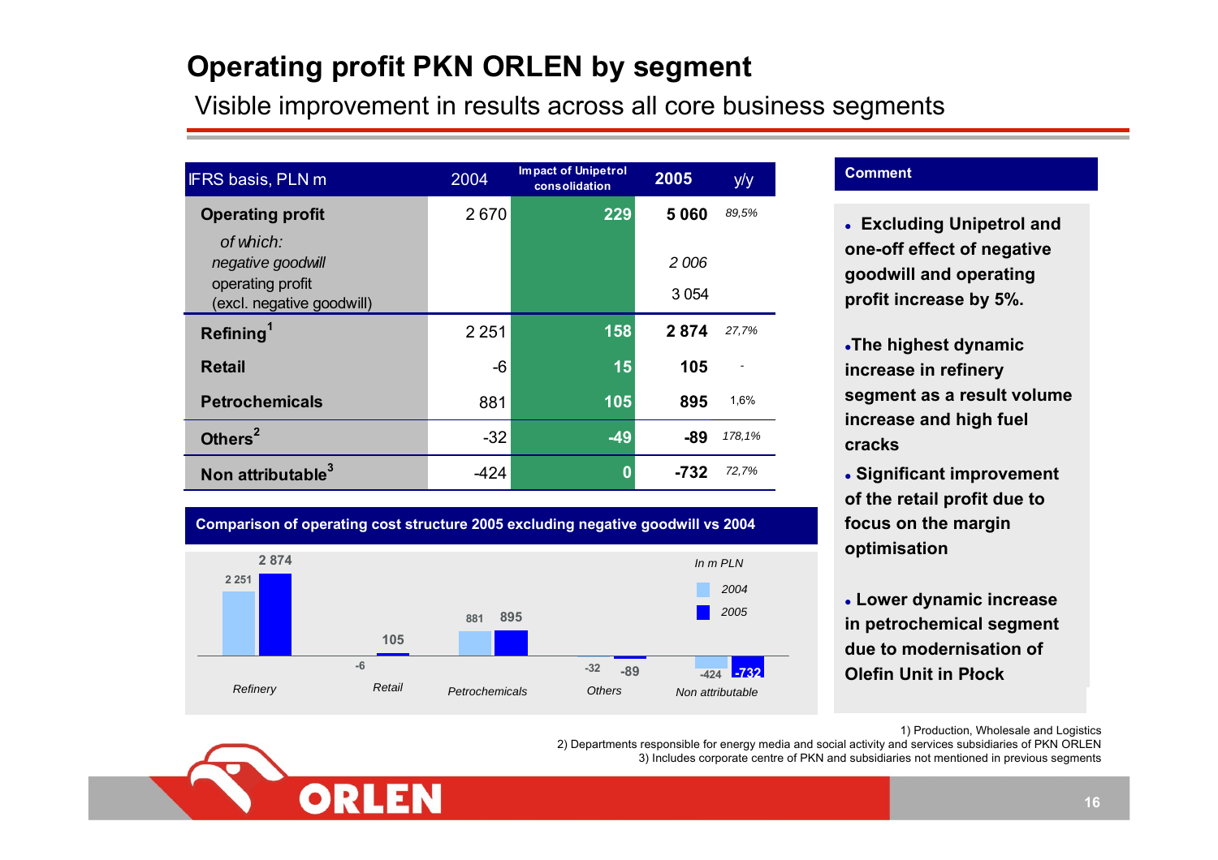# Operating profit PKN ORLEN by segment

Visible improvement in results across all core business segments

| IFRS basis, PLN m | 2004 | Impact of Unipetrol consolidation | 2005 | y/y |
|---|---|---|---|---|
| **Operating profit** | 2 670 | **229** | **5 060** | *89,5%* |
| *of which:* | | | | |
| *negative goodwill* | | | *2 006* | |
| operating profit (excl. negative goodwill) | | | 3 054 | |
| **Refining**[1] | 2 251 | **158** | **2 874** | *27,7%* |
| **Retail** | -6 | **15** | **105** | - |
| **Petrochemicals** | 881 | **105** | **895** | 1,6% |
| **Others**[2] | -32 | **-49** | **-89** | *178,1%* |
| **Non attributable**[3] | -424 | **0** | **-732** | *72,7%* |

**Comparison of operating cost structure 2005 excluding negative goodwill vs 2004**

*In m PLN*

| | 2004 | 2005 |
|---|---|---|
| Refinery | 2 251 | 2 874 |
| Retail | -6 | 105 |
| Petrochemicals | 881 | 895 |
| Others | -32 | -89 |
| Non attributable | -424 | -732 |

**Comment**

- **Excluding Unipetrol and one-off effect of negative goodwill and operating profit increase by 5%.**
- **The highest dynamic increase in refinery segment as a result volume increase and high fuel cracks**
- **Significant improvement of the retail profit due to focus on the margin optimisation**
- **Lower dynamic increase in petrochemical segment due to modernisation of Olefin Unit in Płock**

1) Production, Wholesale and Logistics
2) Departments responsible for energy media and social activity and services subsidiaries of PKN ORLEN
3) Includes corporate centre of PKN and subsidiaries not mentioned in previous segments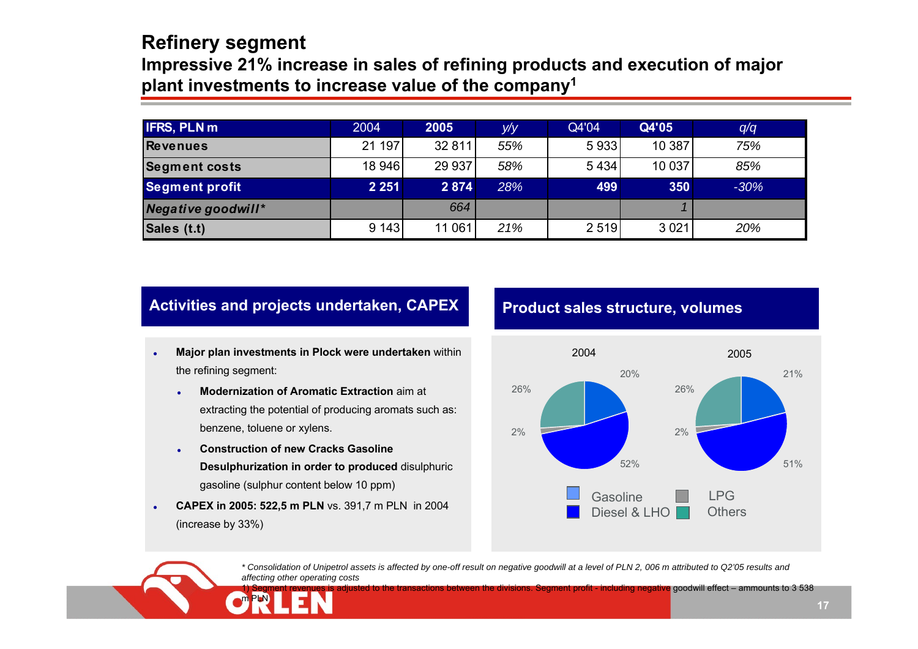# Refinery segment

## Impressive 21% increase in sales of refining products and execution of major plant investments to increase value of the company[1]

| IFRS, PLN m | 2004 | 2005 | y/y | Q4'04 | Q4'05 | q/q |
|---|---|---|---|---|---|---|
| **Revenues** | 21 197 | 32 811 | *55%* | 5 933 | 10 387 | *75%* |
| **Segment costs** | 18 946 | 29 937 | *58%* | 5 434 | 10 037 | *85%* |
| **Segment profit** | **2 251** | **2 874** | *28%* | **499** | **350** | *-30%* |
| ***Negative goodwill**** | | *664* | | | *1* | |
| **Sales (t.t)** | 9 143 | 11 061 | *21%* | 2 519 | 3 021 | *20%* |

### Activities and projects undertaken, CAPEX

- **Major plan investments in Plock were undertaken** within the refining segment:
  - **Modernization of Aromatic Extraction** aim at extracting the potential of producing aromats such as: benzene, toluene or xylens.
  - **Construction of new Cracks Gasoline Desulphurization in order to produced** disulphuric gasoline (sulphur content below 10 ppm)
- **CAPEX in 2005: 522,5 m PLN** vs. 391,7 m PLN in 2004 (increase by 33%)

### Product sales structure, volumes

| | 2004 | 2005 |
|---|---|---|
| Gasoline | 20% | 21% |
| Diesel & LHO | 52% | 51% |
| LPG | 2% | 2% |
| Others | 26% | 26% |

*\* Consolidation of Unipetrol assets is affected by one-off result on negative goodwill at a level of PLN 2, 006 m attributed to Q2'05 results and affecting other operating costs*

1) Segment revenues is adjusted to the transactions between the divisions. Segment profit - including negative goodwill effect – ammounts to 3 538 m PLN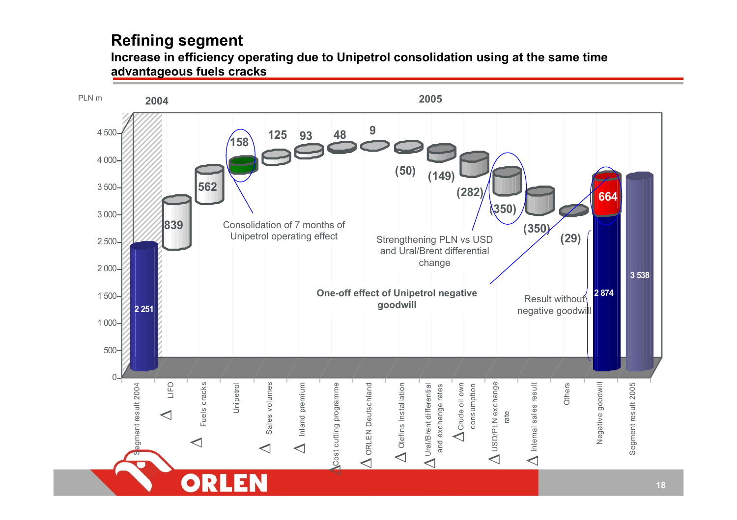# Refining segment

**Increase in efficiency operating due to Unipetrol consolidation using at the same time advantageous fuels cracks**

PLN m

| | Value |
|---|---|
| Segment result 2004 | 2 251 |
| Δ LIFO | 839 |
| Δ Fuels cracks | 562 |
| Unipetrol | 158 |
| Δ Sales volumes | 125 |
| Δ Inland premium | 93 |
| Δ Cost cutting programme | 48 |
| Δ ORLEN Deutschland | 9 |
| Δ Olefins Installation | (50) |
| Δ Ural/Brent differential and exchange rates | (149) |
| Δ Crude oil own consumption | (282) |
| Δ USD/PLN exchange rate | (350) |
| Δ Internal sales result | (350) |
| Others | (29) |
| Negative goodwill | 664 |
| Result without negative goodwill | 2 874 |
| Segment result 2005 | 3 538 |

Consolidation of 7 months of Unipetrol operating effect

Strengthening PLN vs USD and Ural/Brent differential change

**One-off effect of Unipetrol negative goodwill**

Result without negative goodwill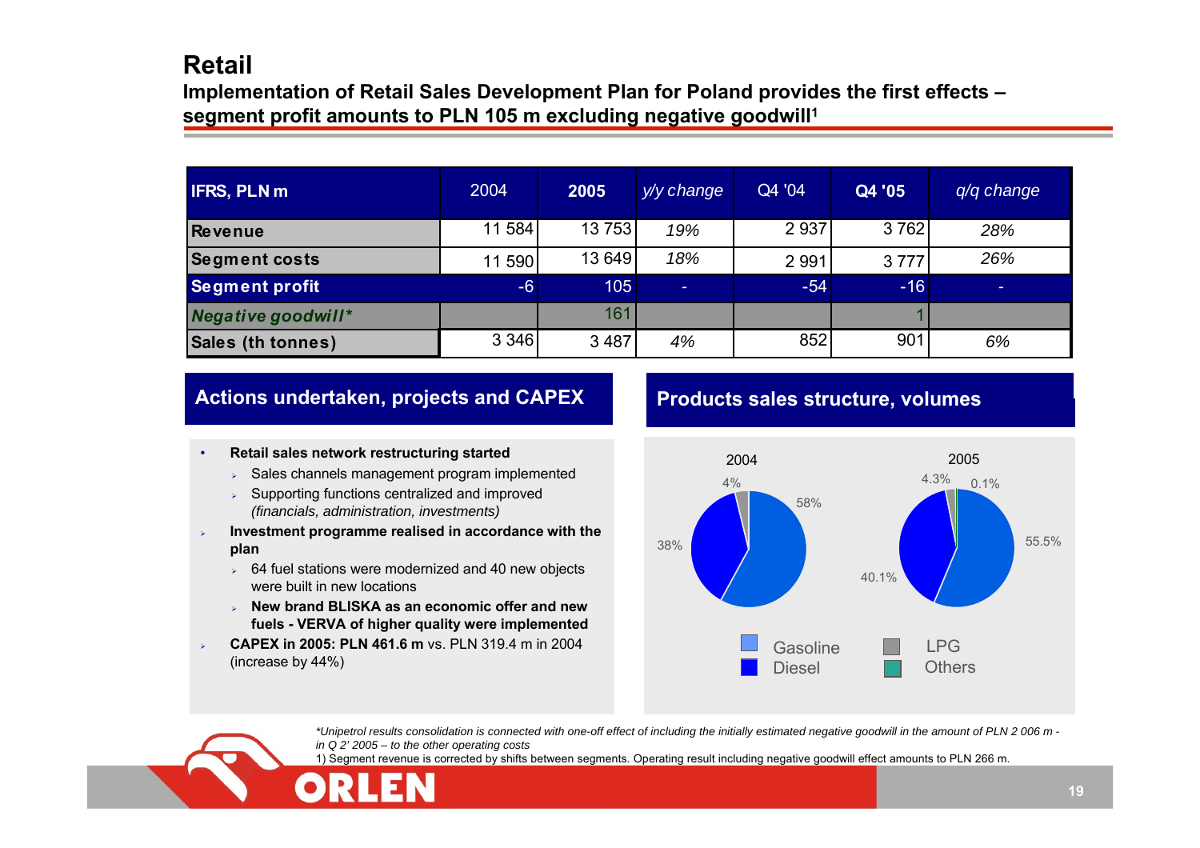# Retail

**Implementation of Retail Sales Development Plan for Poland provides the first effects – segment profit amounts to PLN 105 m excluding negative goodwill[1]**

| IFRS, PLN m | 2004 | 2005 | y/y change | Q4 '04 | Q4 '05 | q/q change |
|---|---|---|---|---|---|---|
| Revenue | 11 584 | 13 753 | 19% | 2 937 | 3 762 | 28% |
| Segment costs | 11 590 | 13 649 | 18% | 2 991 | 3 777 | 26% |
| Segment profit | -6 | 105 | - | -54 | -16 | - |
| *Negative goodwill** | | 161 | | | 1 | |
| Sales (th tonnes) | 3 346 | 3 487 | 4% | 852 | 901 | 6% |

## Actions undertaken, projects and CAPEX

- **Retail sales network restructuring started**
  - Sales channels management program implemented
  - Supporting functions centralized and improved *(financials, administration, investments)*
- **Investment programme realised in accordance with the plan**
  - 64 fuel stations were modernized and 40 new objects were built in new locations
  - **New brand BLISKA as an economic offer and new fuels - VERVA of higher quality were implemented**
- **CAPEX in 2005: PLN 461.6 m** vs. PLN 319.4 m in 2004 (increase by 44%)

## Products sales structure, volumes

| | 2004 | 2005 |
|---|---|---|
| Gasoline | 58% | 55.5% |
| Diesel | 38% | 40.1% |
| LPG | 4% | 4.3% |
| Others | | 0.1% |

*Unipetrol results consolidation is connected with one-off effect of including the initially estimated negative goodwill in the amount of PLN 2 006 m - in Q 2' 2005 – to the other operating costs*

1) Segment revenue is corrected by shifts between segments. Operating result including negative goodwill effect amounts to PLN 266 m.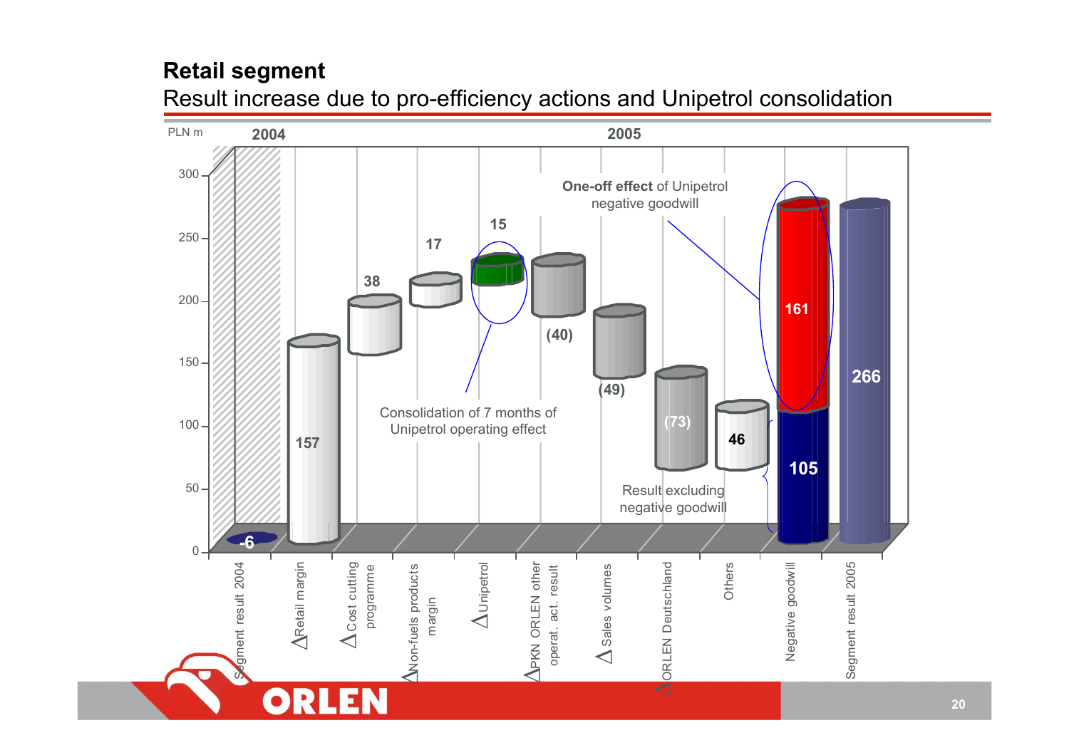# Retail segment

## Result increase due to pro-efficiency actions and Unipetrol consolidation

PLN m

| | 2004 | 2005 | | | | | | | | | |
|---|---|---|---|---|---|---|---|---|---|---|---|
| Item | Segment result 2004 | Δ Retail margin | Δ Cost cutting programme | Δ Non-fuels products margin | Δ Unipetrol | Δ PKN ORLEN other operat. act. result | Δ Sales volumes | Δ ORLEN Deutschland | Others | Negative goodwill | Segment result 2005 |
| Value | -6 | 157 | 38 | 17 | 15 | (40) | (49) | (73) | 46 | 161 | 266 |

- Consolidation of 7 months of Unipetrol operating effect (Δ Unipetrol: 15)
- **One-off effect** of Unipetrol negative goodwill (161)
- Result excluding negative goodwill (105)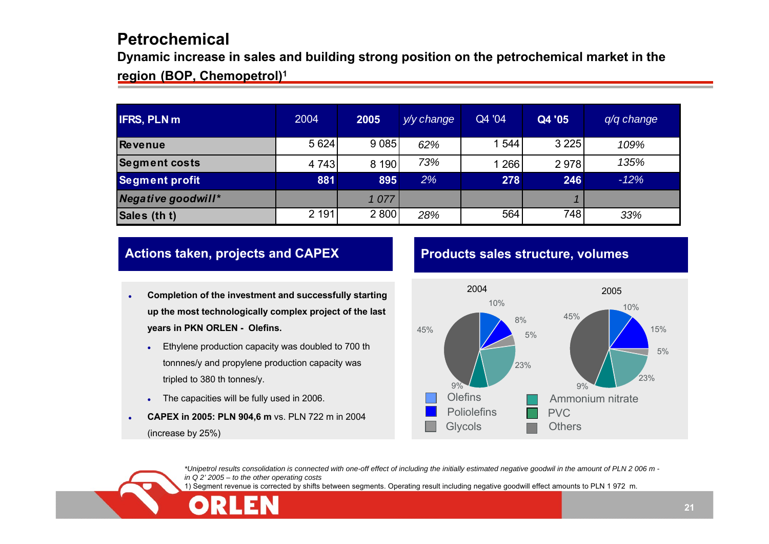# Petrochemical

## Dynamic increase in sales and building strong position on the petrochemical market in the region (BOP, Chemopetrol)[1]

| IFRS, PLN m | 2004 | 2005 | y/y change | Q4 '04 | Q4 '05 | q/q change |
|---|---|---|---|---|---|---|
| **Revenue** | 5 624 | 9 085 | *62%* | 1 544 | 3 225 | *109%* |
| **Segment costs** | 4 743 | 8 190 | *73%* | 1 266 | 2 978 | *135%* |
| **Segment profit** | **881** | **895** | *2%* | **278** | **246** | *-12%* |
| ***Negative goodwill**** | | *1 077* | | | *1* | |
| **Sales (th t)** | 2 191 | 2 800 | *28%* | 564 | 748 | *33%* |

### Actions taken, projects and CAPEX

- **Completion of the investment and successfully starting up the most technologically complex project of the last years in PKN ORLEN - Olefins.**
  - Ethylene production capacity was doubled to 700 th tonnnes/y and propylene production capacity was tripled to 380 th tonnes/y.
  - The capacities will be fully used in 2006.
- **CAPEX in 2005: PLN 904,6 m** vs. PLN 722 m in 2004 (increase by 25%)

### Products sales structure, volumes

| Product | 2004 | 2005 |
|---|---|---|
| Olefins | 10% | 10% |
| Poliolefins | 8% | 15% |
| Glycols | 5% | 5% |
| Ammonium nitrate | 23% | 23% |
| PVC | 9% | 9% |
| Others | 45% | 45% |

*Unipetrol results consolidation is connected with one-off effect of including the initially estimated negative goodwil in the amount of PLN 2 006 m - in Q 2' 2005 – to the other operating costs*

1) Segment revenue is corrected by shifts between segments. Operating result including negative goodwill effect amounts to PLN 1 972 m.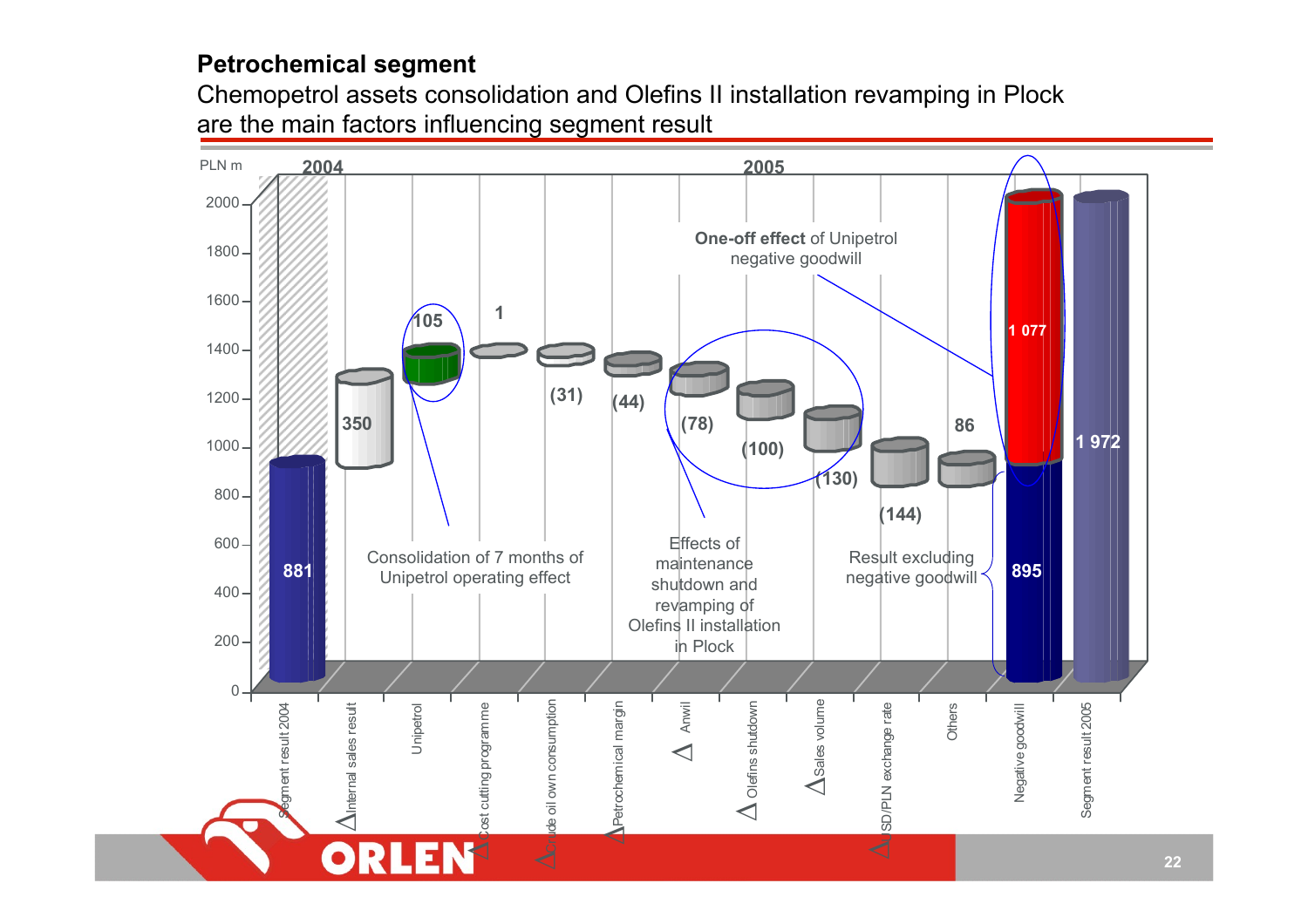## Petrochemical segment

Chemopetrol assets consolidation and Olefins II installation revamping in Plock are the main factors influencing segment result

PLN m

| | Year | Value |
|---|---|---|
| Segment result 2004 | 2004 | 881 |
| Δ Internal sales result | 2005 | 350 |
| Unipetrol | 2005 | 105 |
| Δ Cost cutting programme | 2005 | 1 |
| Δ Crude oil own consumption | 2005 | (31) |
| Δ Petrochemical margin | 2005 | (44) |
| Δ Anwil | 2005 | (78) |
| Δ Olefins shutdown | 2005 | (100) |
| Δ Sales volume | 2005 | (130) |
| Δ USD/PLN exchange rate | 2005 | (144) |
| Others | 2005 | 86 |
| Negative goodwill | 2005 | 1 077 |
| Result excluding negative goodwill | 2005 | 895 |
| Segment result 2005 | 2005 | 1 972 |

Consolidation of 7 months of Unipetrol operating effect

Effects of maintenance shutdown and revamping of Olefins II installation in Plock

**One-off effect** of Unipetrol negative goodwill

Result excluding negative goodwill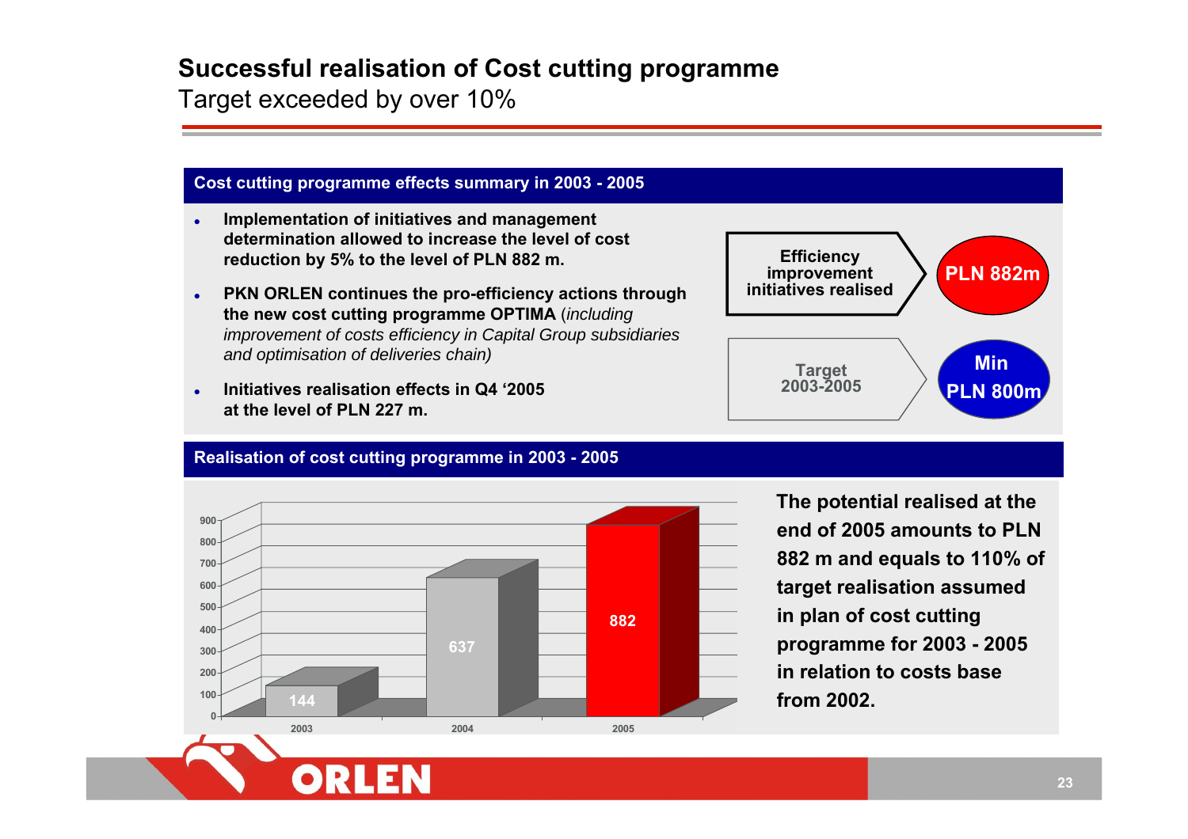# Successful realisation of Cost cutting programme

Target exceeded by over 10%

## Cost cutting programme effects summary in 2003 - 2005

- **Implementation of initiatives and management determination allowed to increase the level of cost reduction by 5% to the level of PLN 882 m.**
- **PKN ORLEN continues the pro-efficiency actions through the new cost cutting programme OPTIMA** (*including improvement of costs efficiency in Capital Group subsidiaries and optimisation of deliveries chain)*
- **Initiatives realisation effects in Q4 '2005 at the level of PLN 227 m.**

**Efficiency improvement initiatives realised** → **PLN 882m**

**Target 2003-2005** → **Min PLN 800m**

## Realisation of cost cutting programme in 2003 - 2005

| Year | Value |
|---|---|
| 2003 | 144 |
| 2004 | 637 |
| 2005 | 882 |

**The potential realised at the end of 2005 amounts to PLN 882 m and equals to 110% of target realisation assumed in plan of cost cutting programme for 2003 - 2005 in relation to costs base from 2002.**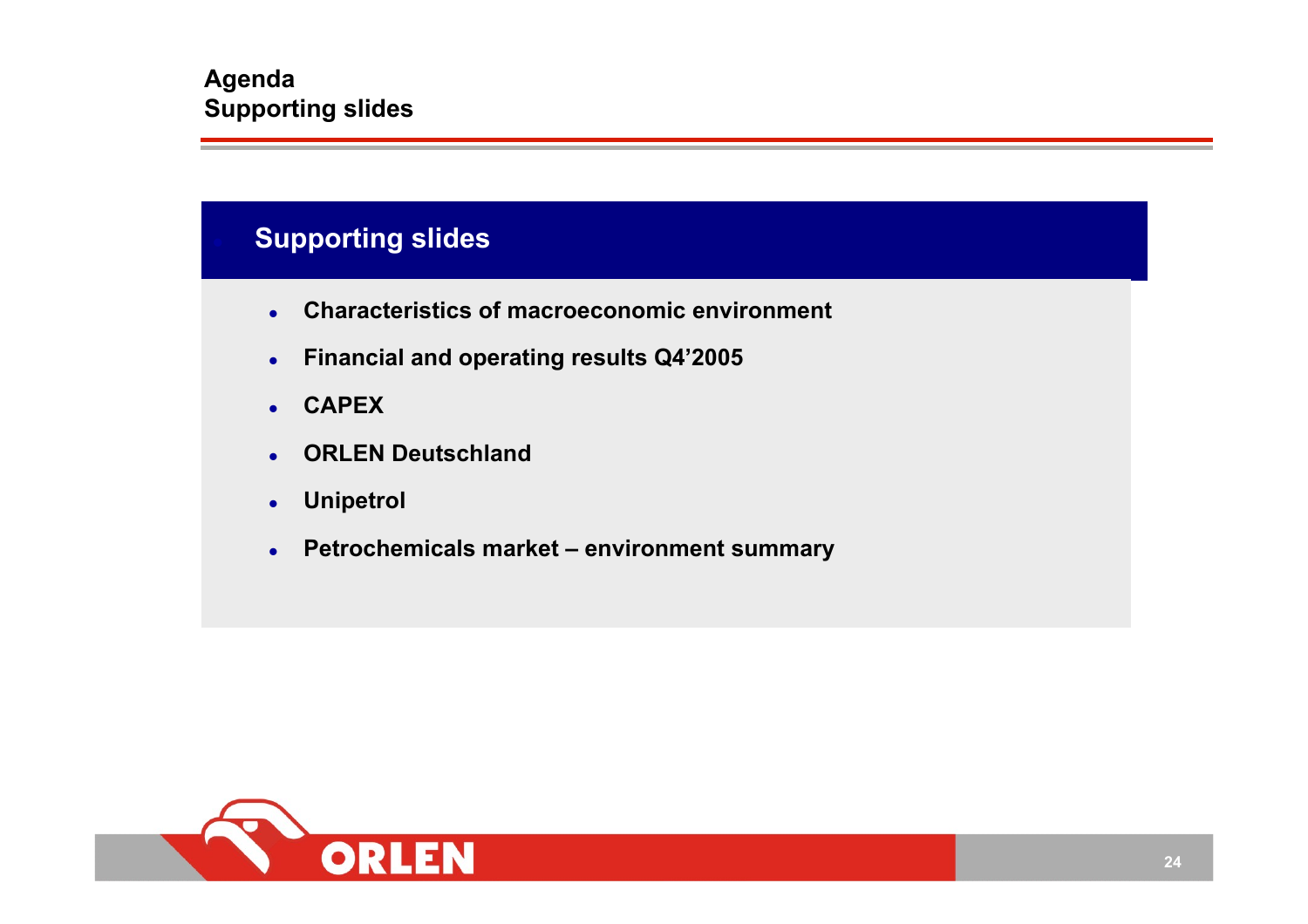**Agenda**
**Supporting slides**

## Supporting slides

- **Characteristics of macroeconomic environment**
- **Financial and operating results Q4'2005**
- **CAPEX**
- **ORLEN Deutschland**
- **Unipetrol**
- **Petrochemicals market – environment summary**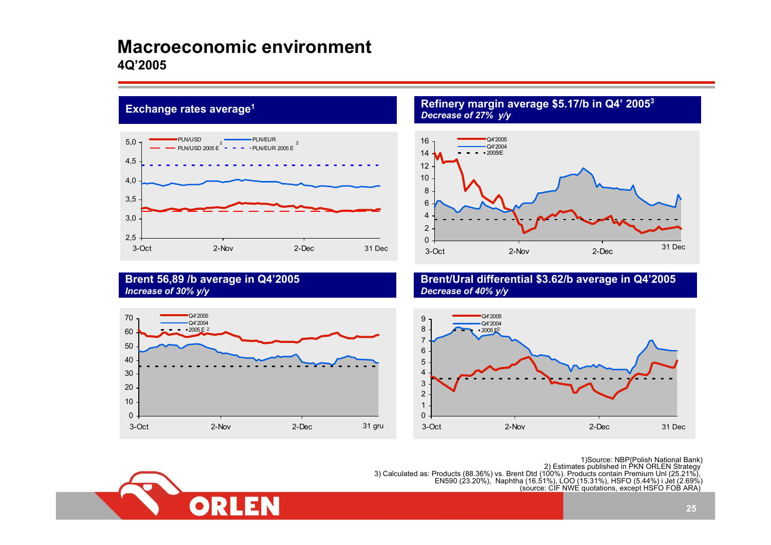# Macroeconomic environment

## 4Q'2005

### Exchange rates average[1]

PLN/USD, PLN/EUR, PLN/USD 2005 E[2], PLN/EUR 2005 E[2]

### Refinery margin average $5.17/b in Q4' 2005[3]

*Decrease of 27% y/y*

Q4'2005, Q4'2004, 2005 E[2]

### Brent 56,89 /b average in Q4'2005

*Increase of 30% y/y*

Q4'2005, Q4'2004, 2005 E [2]

### Brent/Ural differential $3.62/b average in Q4'2005

*Decrease of 40% y/y*

Q4'2005, Q4'2004, 2005 E[2]

1)Source: NBP(Polish National Bank)
2) Estimates published in PKN ORLEN Strategy
3) Calculated as: Products (88.36%) vs. Brent Dtd (100%). Products contain Premium Unl (25.21%), EN590 (23.20%), Naphtha (16.51%), LOO (15.31%), HSFO (5.44%) i Jet (2.69%) (source: CIF NWE quotations, except HSFO FOB ARA)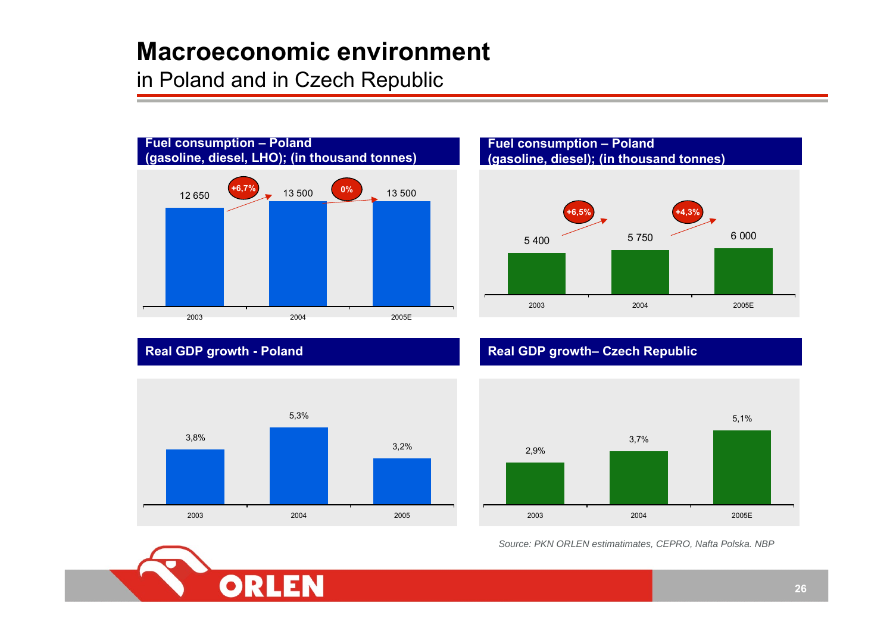# Macroeconomic environment

in Poland and in Czech Republic

### Fuel consumption – Poland (gasoline, diesel, LHO); (in thousand tonnes)

| 2003 | 2004 | 2005E |
|---|---|---|
| 12 650 | 13 500 | 13 500 |

Change: 2003→2004: +6,7%; 2004→2005E: 0%

### Fuel consumption – Poland (gasoline, diesel); (in thousand tonnes)

| 2003 | 2004 | 2005E |
|---|---|---|
| 5 400 | 5 750 | 6 000 |

Change: 2003→2004: +6,5%; 2004→2005E: +4,3%

### Real GDP growth - Poland

| 2003 | 2004 | 2005 |
|---|---|---|
| 3,8% | 5,3% | 3,2% |

### Real GDP growth– Czech Republic

| 2003 | 2004 | 2005E |
|---|---|---|
| 2,9% | 3,7% | 5,1% |

*Source: PKN ORLEN estimatimates, CEPRO, Nafta Polska. NBP*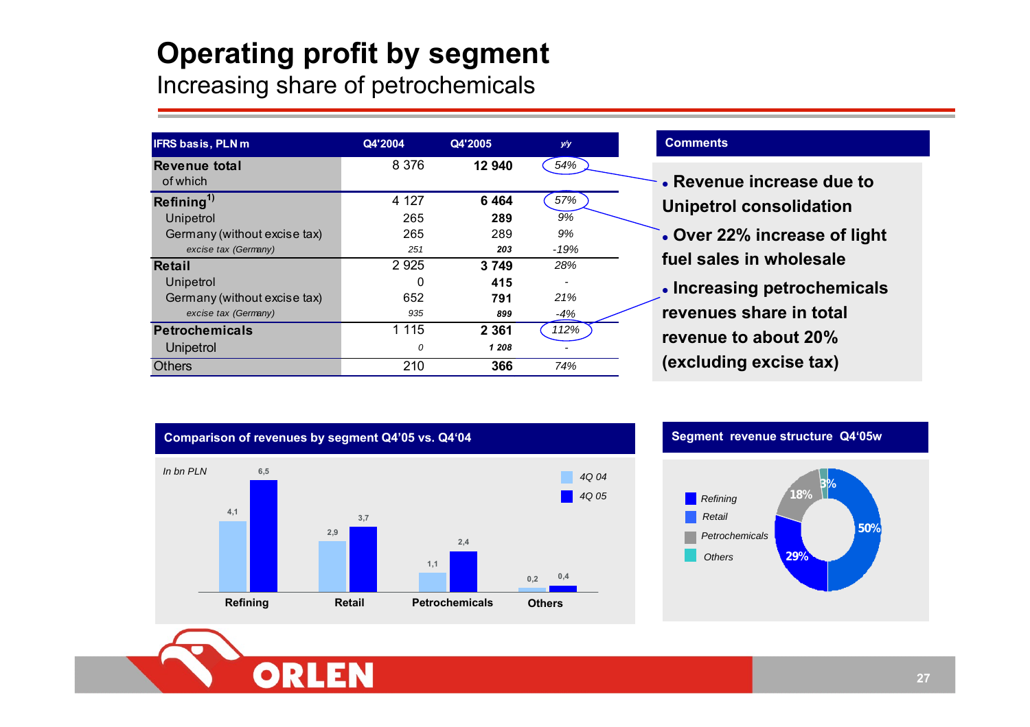# Operating profit by segment

## Increasing share of petrochemicals

| IFRS basis, PLN m | Q4'2004 | Q4'2005 | y/y |
|---|---|---|---|
| **Revenue total** | 8 376 | **12 940** | *54%* |
| of which | | | |
| **Refining**[1)] | 4 127 | **6 464** | *57%* |
| Unipetrol | 265 | **289** | *9%* |
| Germany (without excise tax) | 265 | 289 | *9%* |
| *excise tax (Germany)* | *251* | ***203*** | *-19%* |
| **Retail** | 2 925 | **3 749** | *28%* |
| Unipetrol | 0 | **415** | - |
| Germany (without excise tax) | 652 | **791** | *21%* |
| *excise tax (Germany)* | *935* | ***899*** | *-4%* |
| **Petrochemicals** | 1 115 | **2 361** | *112%* |
| Unipetrol | *0* | ***1 208*** | - |
| Others | 210 | **366** | *74%* |

### Comments

- **Revenue increase due to Unipetrol consolidation**
- **Over 22% increase of light fuel sales in wholesale**
- **Increasing petrochemicals revenues share in total revenue to about 20% (excluding excise tax)**

### Comparison of revenues by segment Q4'05 vs. Q4'04

*In bn PLN*

| Segment | 4Q 04 | 4Q 05 |
|---|---|---|
| Refining | 4,1 | 6,5 |
| Retail | 2,9 | 3,7 |
| Petrochemicals | 1,1 | 2,4 |
| Others | 0,2 | 0,4 |

### Segment revenue structure Q4'05w

| Segment | Share |
|---|---|
| Refining | 50% |
| Retail | 29% |
| Petrochemicals | 18% |
| Others | 3% |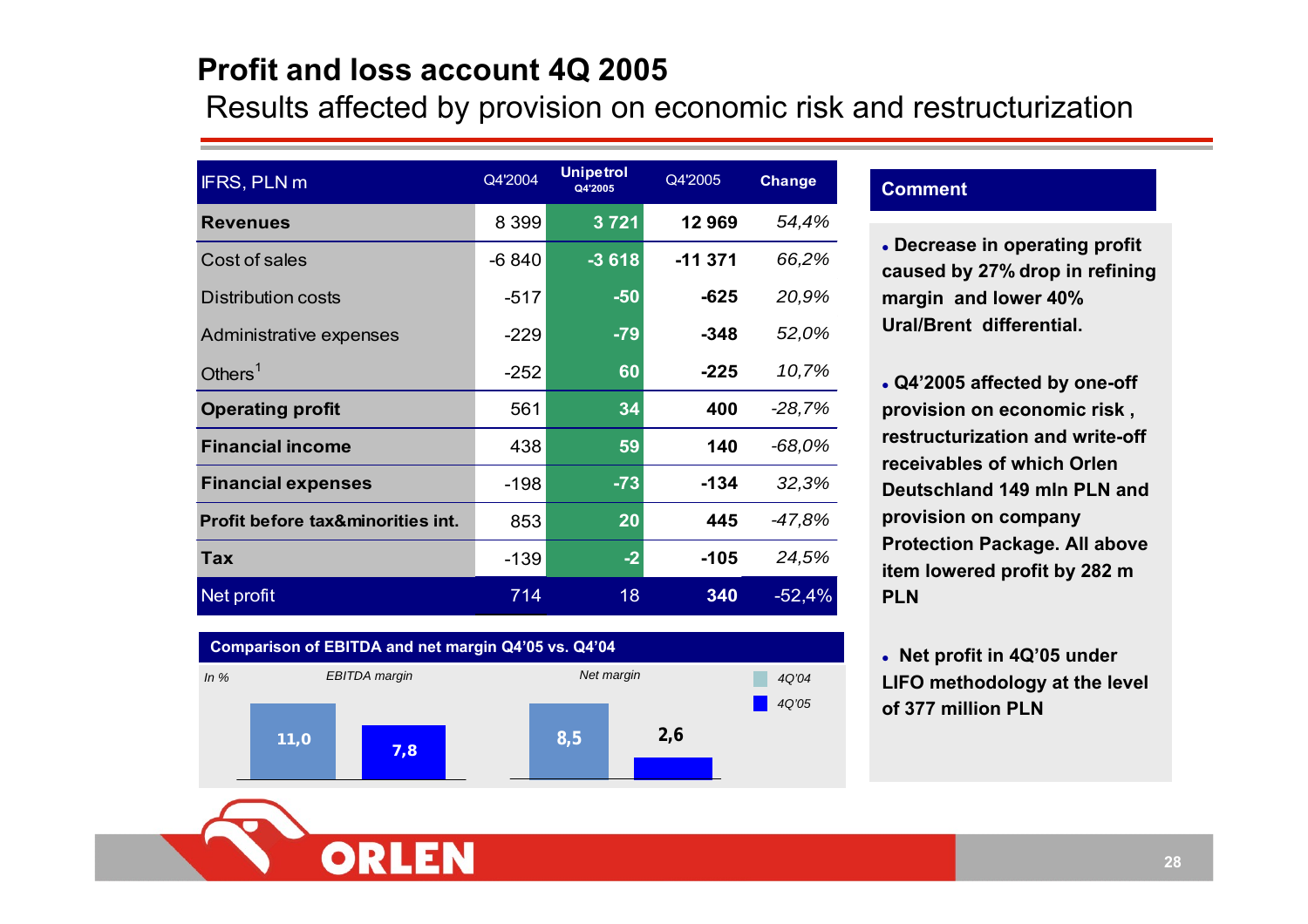# Profit and loss account 4Q 2005

## Results affected by provision on economic risk and restructurization

| IFRS, PLN m | Q4'2004 | Unipetrol Q4'2005 | Q4'2005 | Change |
|---|---|---|---|---|
| **Revenues** | 8 399 | 3 721 | **12 969** | *54,4%* |
| Cost of sales | -6 840 | -3 618 | **-11 371** | *66,2%* |
| Distribution costs | -517 | -50 | **-625** | *20,9%* |
| Administrative expenses | -229 | -79 | **-348** | *52,0%* |
| Others[1] | -252 | 60 | **-225** | *10,7%* |
| **Operating profit** | 561 | 34 | **400** | *-28,7%* |
| **Financial income** | 438 | 59 | **140** | *-68,0%* |
| **Financial expenses** | -198 | -73 | **-134** | *32,3%* |
| **Profit before tax&minorities int.** | 853 | 20 | **445** | *-47,8%* |
| **Tax** | -139 | -2 | **-105** | *24,5%* |
| Net profit | 714 | 18 | **340** | -52,4% |

**Comparison of EBITDA and net margin Q4'05 vs. Q4'04**

*In %*

| | 4Q'04 | 4Q'05 |
|---|---|---|
| *EBITDA margin* | 11,0 | 7,8 |
| *Net margin* | 8,5 | 2,6 |

**Comment**

- **Decrease in operating profit caused by 27% drop in refining margin and lower 40% Ural/Brent differential.**
- **Q4'2005 affected by one-off provision on economic risk , restructurization and write-off receivables of which Orlen Deutschland 149 mln PLN and provision on company Protection Package. All above item lowered profit by 282 m PLN**
- **Net profit in 4Q'05 under LIFO methodology at the level of 377 million PLN**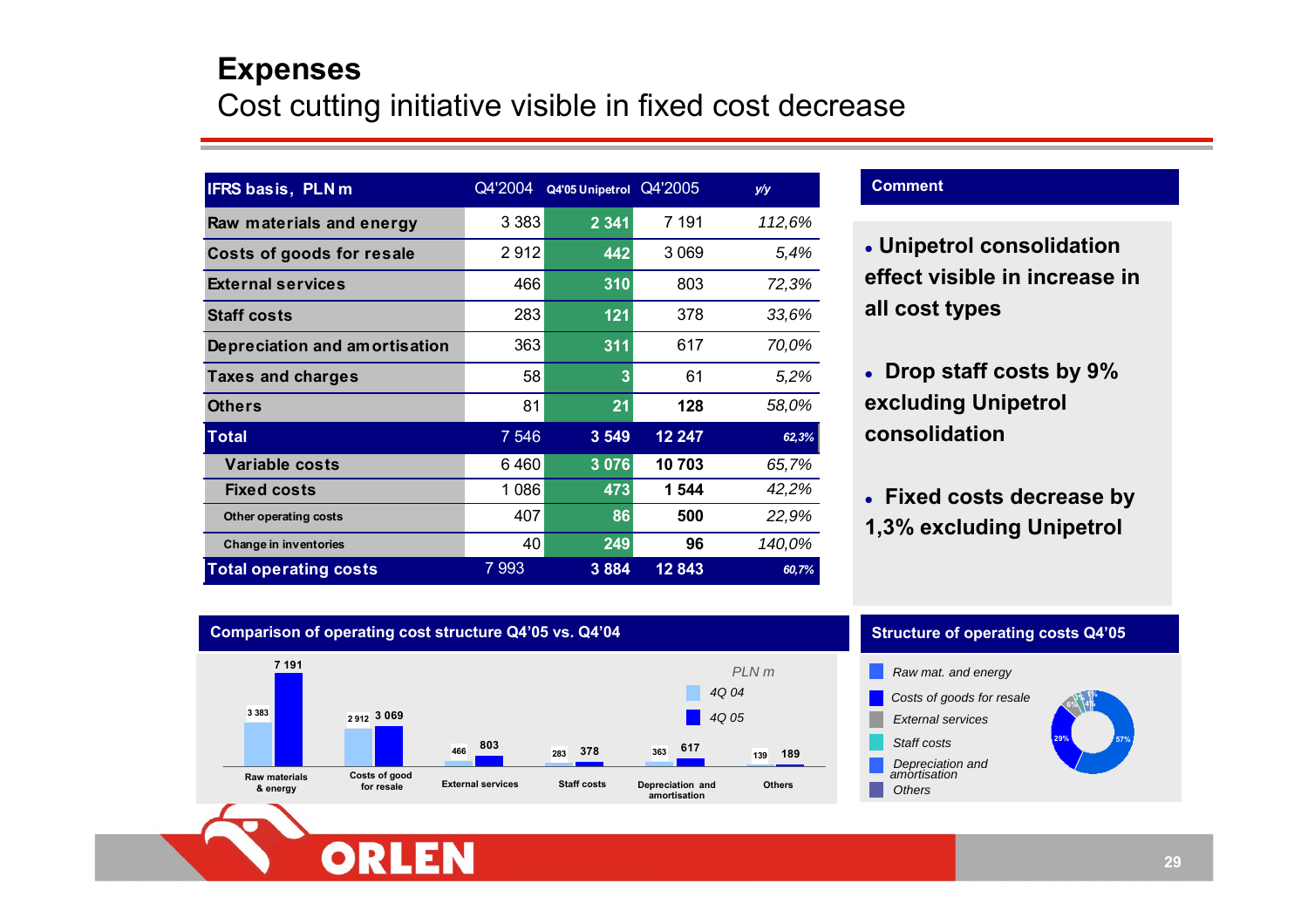# Expenses

## Cost cutting initiative visible in fixed cost decrease

| IFRS basis, PLN m | Q4'2004 | Q4'05 Unipetrol | Q4'2005 | y/y |
|---|---|---|---|---|
| Raw materials and energy | 3 383 | 2 341 | 7 191 | 112,6% |
| Costs of goods for resale | 2 912 | 442 | 3 069 | 5,4% |
| External services | 466 | 310 | 803 | 72,3% |
| Staff costs | 283 | 121 | 378 | 33,6% |
| Depreciation and amortisation | 363 | 311 | 617 | 70,0% |
| Taxes and charges | 58 | 3 | 61 | 5,2% |
| Others | 81 | 21 | 128 | 58,0% |
| **Total** | 7 546 | 3 549 | 12 247 | 62,3% |
| Variable costs | 6 460 | 3 076 | 10 703 | 65,7% |
| Fixed costs | 1 086 | 473 | 1 544 | 42,2% |
| Other operating costs | 407 | 86 | 500 | 22,9% |
| Change in inventories | 40 | 249 | 96 | 140,0% |
| **Total operating costs** | 7 993 | 3 884 | 12 843 | 60,7% |

### Comment

- **Unipetrol consolidation effect visible in increase in all cost types**
- **Drop staff costs by 9% excluding Unipetrol consolidation**
- **Fixed costs decrease by 1,3% excluding Unipetrol**

### Comparison of operating cost structure Q4'05 vs. Q4'04

PLN m

| | 4Q 04 | 4Q 05 |
|---|---|---|
| Raw materials & energy | 3 383 | 7 191 |
| Costs of good for resale | 2 912 | 3 069 |
| External services | 466 | 803 |
| Staff costs | 283 | 378 |
| Depreciation and amortisation | 363 | 617 |
| Others | 139 | 189 |

### Structure of operating costs Q4'05

| Category | Share |
|---|---|
| Raw mat. and energy | 57% |
| Costs of goods for resale | 29% |
| External services | 6% |
| Staff costs | 3% |
| Depreciation and amortisation | 4% |
| Others | 1% |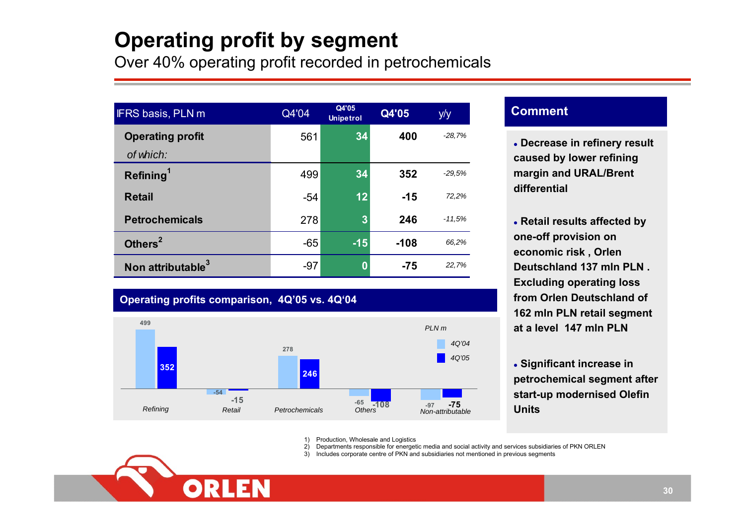# Operating profit by segment

Over 40% operating profit recorded in petrochemicals

| IFRS basis, PLN m | Q4'04 | Q4'05 Unipetrol | Q4'05 | y/y |
|---|---|---|---|---|
| **Operating profit** | 561 | 34 | **400** | -28,7% |
| *of which:* | | | | |
| **Refining**[1] | 499 | 34 | **352** | -29,5% |
| **Retail** | -54 | 12 | **-15** | 72,2% |
| **Petrochemicals** | 278 | 3 | **246** | -11,5% |
| **Others**[2] | -65 | -15 | **-108** | 66,2% |
| **Non attributable**[3] | -97 | 0 | **-75** | 22,7% |

## Operating profits comparison, 4Q'05 vs. 4Q'04

PLN m

| | 4Q'04 | 4Q'05 |
|---|---|---|
| Refining | 499 | 352 |
| Retail | -54 | -15 |
| Petrochemicals | 278 | 246 |
| Others | -65 | -108 |
| Non-attributable | -97 | -75 |

## Comment

- **Decrease in refinery result caused by lower refining margin and URAL/Brent differential**
- **Retail results affected by one-off provision on economic risk , Orlen Deutschland 137 mln PLN . Excluding operating loss from Orlen Deutschland of 162 mln PLN retail segment at a level 147 mln PLN**
- **Significant increase in petrochemical segment after start-up modernised Olefin Units**

1) Production, Wholesale and Logistics
2) Departments responsible for energetic media and social activity and services subsidiaries of PKN ORLEN
3) Includes corporate centre of PKN and subsidiaries not mentioned in previous segments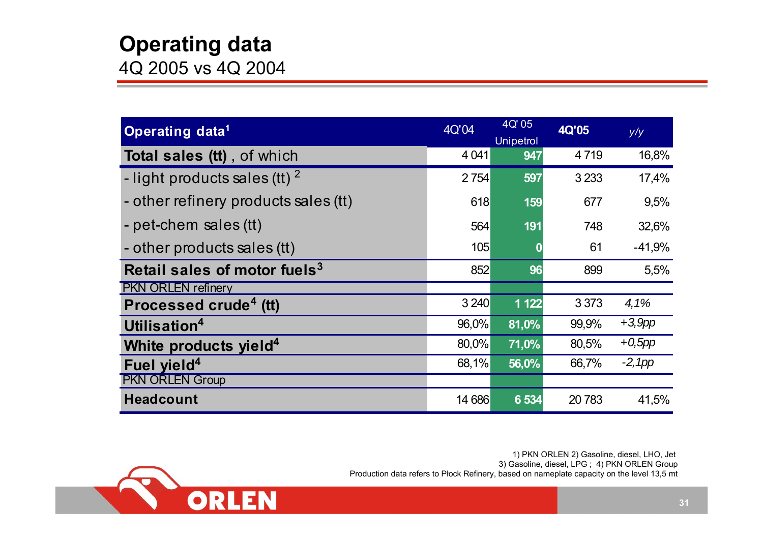# Operating data

4Q 2005 vs 4Q 2004

| Operating data[1] | 4Q'04 | 4Q' 05 Unipetrol | 4Q'05 | y/y |
|---|---|---|---|---|
| **Total sales (tt)** , of which | 4 041 | **947** | 4 719 | 16,8% |
| - light products sales (tt) [2] | 2 754 | **597** | 3 233 | 17,4% |
| - other refinery products sales (tt) | 618 | **159** | 677 | 9,5% |
| - pet-chem sales (tt) | 564 | **191** | 748 | 32,6% |
| - other products sales (tt) | 105 | **0** | 61 | -41,9% |
| **Retail sales of motor fuels[3]** | 852 | **96** | 899 | 5,5% |
| PKN ORLEN refinery | | | | |
| **Processed crude[4] (tt)** | 3 240 | **1 122** | 3 373 | *4,1%* |
| **Utilisation[4]** | 96,0% | **81,0%** | 99,9% | *+3,9pp* |
| **White products yield[4]** | 80,0% | **71,0%** | 80,5% | *+0,5pp* |
| **Fuel yield[4]** | 68,1% | **56,0%** | 66,7% | *-2,1pp* |
| PKN ORLEN Group | | | | |
| **Headcount** | 14 686 | **6 534** | 20 783 | 41,5% |

1) PKN ORLEN 2) Gasoline, diesel, LHO, Jet
3) Gasoline, diesel, LPG ; 4) PKN ORLEN Group
Production data refers to Płock Refinery, based on nameplate capacity on the level 13,5 mt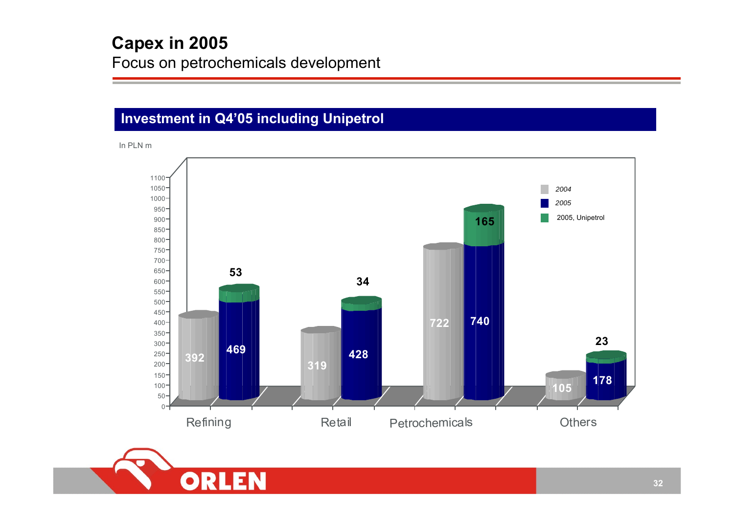# Capex in 2005

## Focus on petrochemicals development

### Investment in Q4'05 including Unipetrol

In PLN m

| | 2004 | 2005 | 2005, Unipetrol |
|---|---|---|---|
| Refining | 392 | 469 | 53 |
| Retail | 319 | 428 | 34 |
| Petrochemicals | 722 | 740 | 165 |
| Others | 105 | 178 | 23 |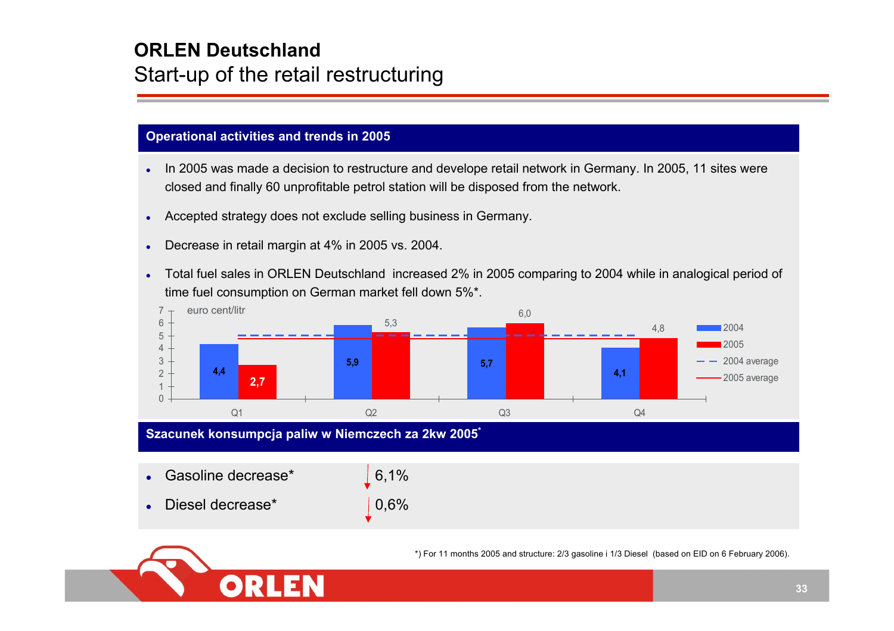# ORLEN Deutschland

## Start-up of the retail restructuring

### Operational activities and trends in 2005

- In 2005 was made a decision to restructure and develope retail network in Germany. In 2005, 11 sites were closed and finally 60 unprofitable petrol station will be disposed from the network.
- Accepted strategy does not exclude selling business in Germany.
- Decrease in retail margin at 4% in 2005 vs. 2004.
- Total fuel sales in ORLEN Deutschland increased 2% in 2005 comparing to 2004 while in analogical period of time fuel consumption on German market fell down 5%*.

euro cent/litr

| | Q1 | Q2 | Q3 | Q4 |
|---|---|---|---|---|
| 2004 | 4,4 | 5,9 | 5,7 | 4,1 |
| 2005 | 2,7 | 5,3 | 6,0 | 4,8 |

Legend: 2004, 2005, 2004 average, 2005 average

### Szacunek konsumpcja paliw w Niemczech za 2kw 2005*

- Gasoline decrease* ↓ 6,1%
- Diesel decrease* ↓ 0,6%

*) For 11 months 2005 and structure: 2/3 gasoline i 1/3 Diesel (based on EID on 6 February 2006).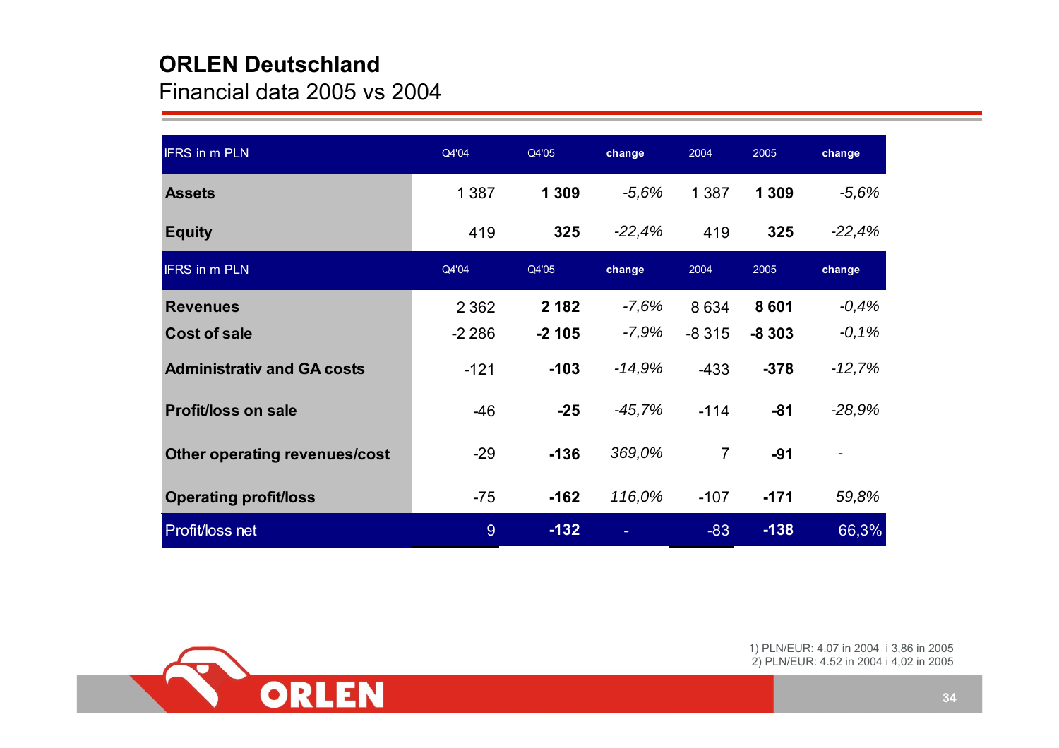# ORLEN Deutschland

## Financial data 2005 vs 2004

| IFRS in m PLN | Q4'04 | Q4'05 | change | 2004 | 2005 | change |
|---|---|---|---|---|---|---|
| **Assets** | 1 387 | **1 309** | *-5,6%* | 1 387 | **1 309** | *-5,6%* |
| **Equity** | 419 | **325** | *-22,4%* | 419 | **325** | *-22,4%* |
| IFRS in m PLN | Q4'04 | Q4'05 | change | 2004 | 2005 | change |
| **Revenues** | 2 362 | **2 182** | *-7,6%* | 8 634 | **8 601** | *-0,4%* |
| **Cost of sale** | -2 286 | **-2 105** | *-7,9%* | -8 315 | **-8 303** | *-0,1%* |
| **Administrativ and GA costs** | -121 | **-103** | *-14,9%* | -433 | **-378** | *-12,7%* |
| **Profit/loss on sale** | -46 | **-25** | *-45,7%* | -114 | **-81** | *-28,9%* |
| **Other operating revenues/cost** | -29 | **-136** | *369,0%* | 7 | **-91** | - |
| **Operating profit/loss** | -75 | **-162** | *116,0%* | -107 | **-171** | *59,8%* |
| Profit/loss net | 9 | **-132** | - | -83 | **-138** | 66,3% |

1) PLN/EUR: 4.07 in 2004 i 3,86 in 2005
2) PLN/EUR: 4.52 in 2004 i 4,02 in 2005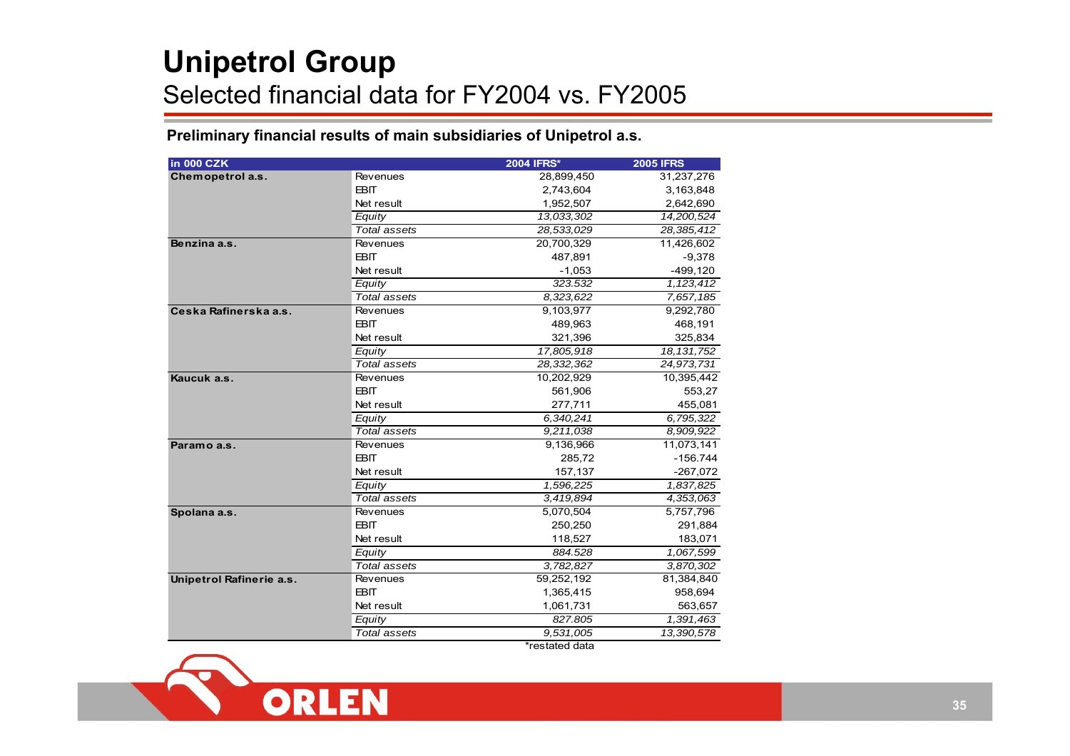# Unipetrol Group

## Selected financial data for FY2004 vs. FY2005

**Preliminary financial results of main subsidiaries of Unipetrol a.s.**

| in 000 CZK | | 2004 IFRS* | 2005 IFRS |
|---|---|---|---|
| **Chemopetrol a.s.** | Revenues | 28,899,450 | 31,237,276 |
| | EBIT | 2,743,604 | 3,163,848 |
| | Net result | 1,952,507 | 2,642,690 |
| | *Equity* | *13,033,302* | *14,200,524* |
| | *Total assets* | *28,533,029* | *28,385,412* |
| **Benzina a.s.** | Revenues | 20,700,329 | 11,426,602 |
| | EBIT | 487,891 | -9,378 |
| | Net result | -1,053 | -499,120 |
| | *Equity* | *323.532* | *1,123,412* |
| | *Total assets* | *8,323,622* | *7,657,185* |
| **Ceska Rafinerska a.s.** | Revenues | 9,103,977 | 9,292,780 |
| | EBIT | 489,963 | 468,191 |
| | Net result | 321,396 | 325,834 |
| | *Equity* | *17,805,918* | *18,131,752* |
| | *Total assets* | *28,332,362* | *24,973,731* |
| **Kaucuk a.s.** | Revenues | 10,202,929 | 10,395,442 |
| | EBIT | 561,906 | 553,27 |
| | Net result | 277,711 | 455,081 |
| | *Equity* | *6,340,241* | *6,795,322* |
| | *Total assets* | *9,211,038* | *8,909,922* |
| **Paramo a.s.** | Revenues | 9,136,966 | 11,073,141 |
| | EBIT | 285,72 | -156.744 |
| | Net result | 157,137 | -267,072 |
| | *Equity* | *1,596,225* | *1,837,825* |
| | *Total assets* | *3,419,894* | *4,353,063* |
| **Spolana a.s.** | Revenues | 5,070,504 | 5,757,796 |
| | EBIT | 250,250 | 291,884 |
| | Net result | 118,527 | 183,071 |
| | *Equity* | *884.528* | *1,067,599* |
| | *Total assets* | *3,782,827* | *3,870,302* |
| **Unipetrol Rafinerie a.s.** | Revenues | 59,252,192 | 81,384,840 |
| | EBIT | 1,365,415 | 958,694 |
| | Net result | 1,061,731 | 563,657 |
| | *Equity* | *827.805* | *1,391,463* |
| | *Total assets* | *9,531,005* | *13,390,578* |

*restated data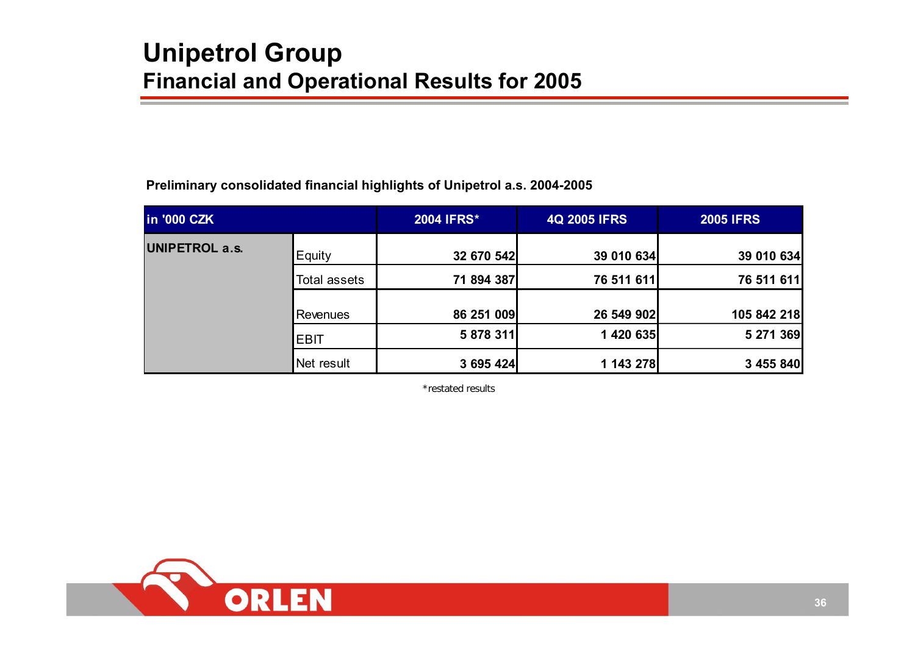# Unipetrol Group

## Financial and Operational Results for 2005

**Preliminary consolidated financial highlights of Unipetrol a.s. 2004-2005**

| in '000 CZK | | 2004 IFRS* | 4Q 2005 IFRS | 2005 IFRS |
|---|---|---|---|---|
| **UNIPETROL a.s.** | Equity | **32 670 542** | **39 010 634** | **39 010 634** |
| | Total assets | **71 894 387** | **76 511 611** | **76 511 611** |
| | Revenues | **86 251 009** | **26 549 902** | **105 842 218** |
| | EBIT | **5 878 311** | **1 420 635** | **5 271 369** |
| | Net result | **3 695 424** | **1 143 278** | **3 455 840** |

*restated results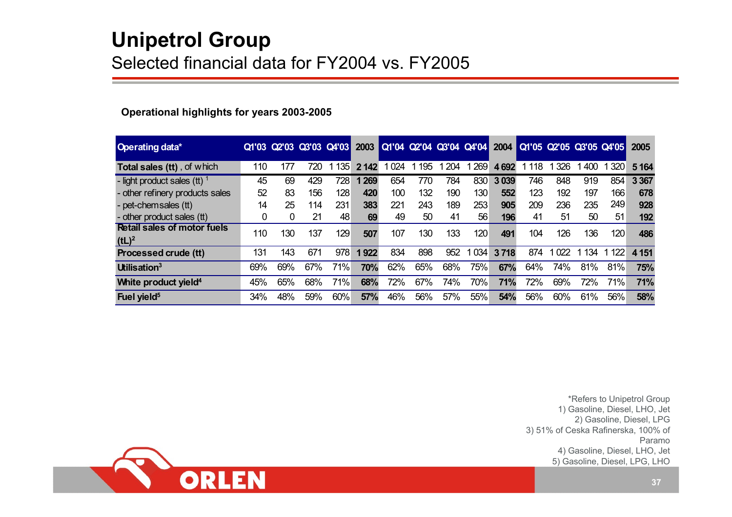# Unipetrol Group

## Selected financial data for FY2004 vs. FY2005

**Operational highlights for years 2003-2005**

| Operating data* | Q1'03 | Q2'03 | Q3'03 | Q4'03 | 2003 | Q1'04 | Q2'04 | Q3'04 | Q4'04 | 2004 | Q1'05 | Q2'05 | Q3'05 | Q4'05 | 2005 |
|---|---|---|---|---|---|---|---|---|---|---|---|---|---|---|---|
| **Total sales (tt)**, of which | 110 | 177 | 720 | 1 135 | **2 142** | 1 024 | 1 195 | 1 204 | 1 269 | **4 692** | 1 118 | 1 326 | 1 400 | 1 320 | **5 164** |
| - light product sales (tt) [1] | 45 | 69 | 429 | 728 | **1 269** | 654 | 770 | 784 | 830 | **3 039** | 746 | 848 | 919 | 854 | **3 367** |
| - other refinery products sales | 52 | 83 | 156 | 128 | **420** | 100 | 132 | 190 | 130 | **552** | 123 | 192 | 197 | 166 | **678** |
| - pet-chem sales (tt) | 14 | 25 | 114 | 231 | **383** | 221 | 243 | 189 | 253 | **905** | 209 | 236 | 235 | 249 | **928** |
| - other product sales (tt) | 0 | 0 | 21 | 48 | **69** | 49 | 50 | 41 | 56 | **196** | 41 | 51 | 50 | 51 | **192** |
| **Retail sales of motor fuels (tL)[2]** | 110 | 130 | 137 | 129 | **507** | 107 | 130 | 133 | 120 | **491** | 104 | 126 | 136 | 120 | **486** |
| **Processed crude (tt)** | 131 | 143 | 671 | 978 | **1 922** | 834 | 898 | 952 | 1 034 | **3 718** | 874 | 1 022 | 1 134 | 1 122 | **4 151** |
| **Utilisation[3]** | 69% | 69% | 67% | 71% | **70%** | 62% | 65% | 68% | 75% | **67%** | 64% | 74% | 81% | 81% | **75%** |
| **White product yield[4]** | 45% | 65% | 68% | 71% | **68%** | 72% | 67% | 74% | 70% | **71%** | 72% | 69% | 72% | 71% | **71%** |
| **Fuel yield[5]** | 34% | 48% | 59% | 60% | **57%** | 46% | 56% | 57% | 55% | **54%** | 56% | 60% | 61% | 56% | **58%** |

*Refers to Unipetrol Group
1) Gasoline, Diesel, LHO, Jet
2) Gasoline, Diesel, LPG
3) 51% of Ceska Rafinerska, 100% of Paramo
4) Gasoline, Diesel, LHO, Jet
5) Gasoline, Diesel, LPG, LHO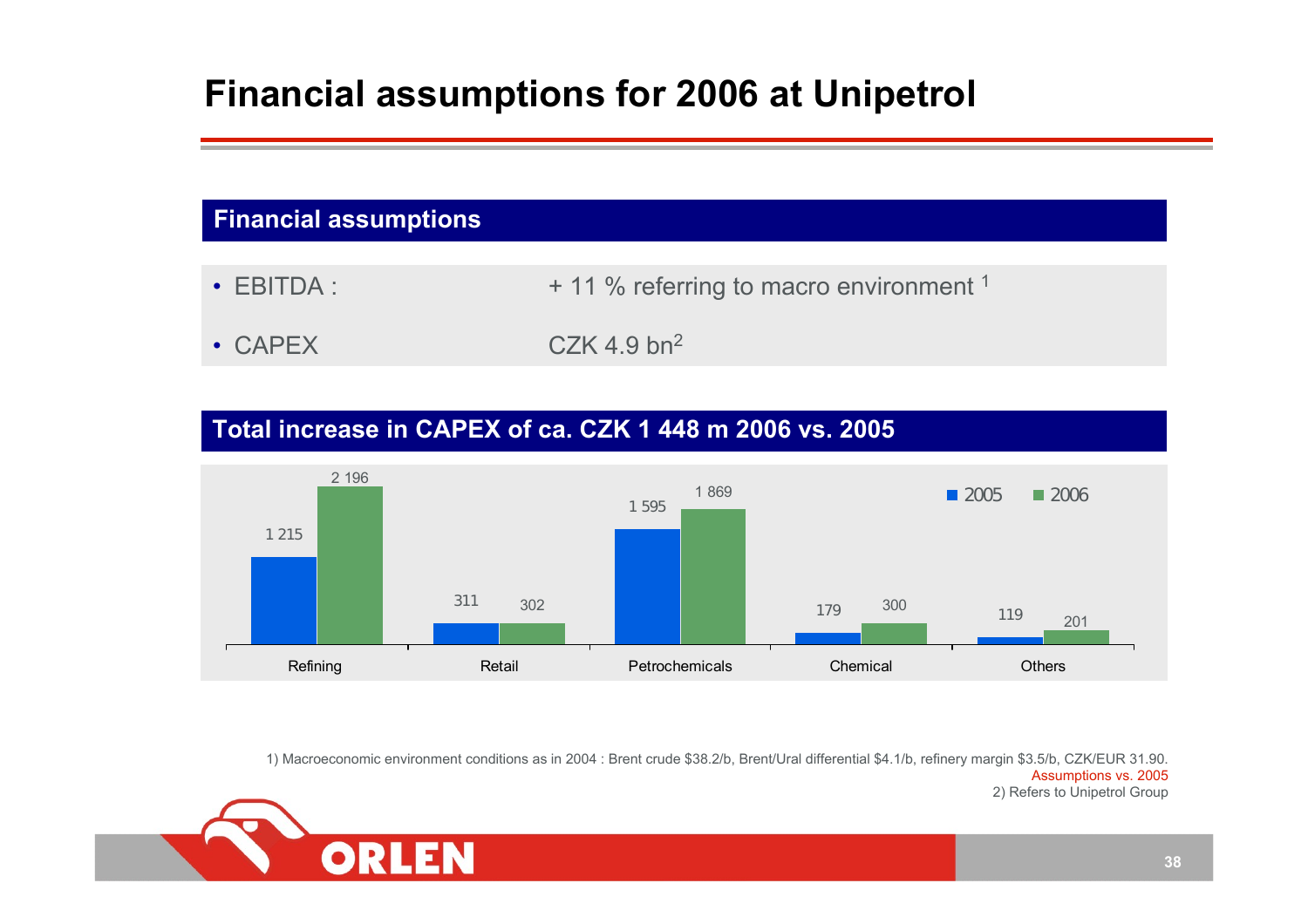# Financial assumptions for 2006 at Unipetrol

## Financial assumptions

- EBITDA : + 11 % referring to macro environment [1]
- CAPEX CZK 4.9 bn[2]

## Total increase in CAPEX of ca. CZK 1 448 m 2006 vs. 2005

| | 2005 | 2006 |
|---|---|---|
| Refining | 1 215 | 2 196 |
| Retail | 311 | 302 |
| Petrochemicals | 1 595 | 1 869 |
| Chemical | 179 | 300 |
| Others | 119 | 201 |

1) Macroeconomic environment conditions as in 2004 : Brent crude $38.2/b, Brent/Ural differential $4.1/b, refinery margin $3.5/b, CZK/EUR 31.90.
Assumptions vs. 2005
2) Refers to Unipetrol Group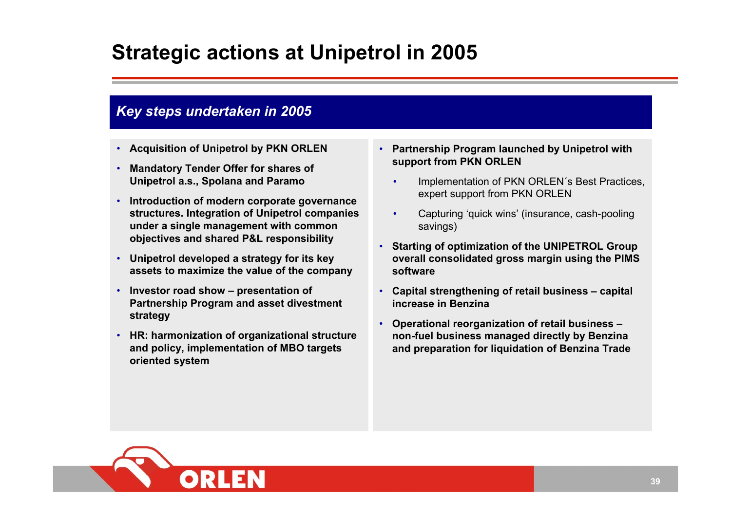# Strategic actions at Unipetrol in 2005

## *Key steps undertaken in 2005*

- **Acquisition of Unipetrol by PKN ORLEN**
- **Mandatory Tender Offer for shares of Unipetrol a.s., Spolana and Paramo**
- **Introduction of modern corporate governance structures. Integration of Unipetrol companies under a single management with common objectives and shared P&L responsibility**
- **Unipetrol developed a strategy for its key assets to maximize the value of the company**
- **Investor road show – presentation of Partnership Program and asset divestment strategy**
- **HR: harmonization of organizational structure and policy, implementation of MBO targets oriented system**
- **Partnership Program launched by Unipetrol with support from PKN ORLEN**
  - Implementation of PKN ORLEN´s Best Practices, expert support from PKN ORLEN
  - Capturing 'quick wins' (insurance, cash-pooling savings)
- **Starting of optimization of the UNIPETROL Group overall consolidated gross margin using the PIMS software**
- **Capital strengthening of retail business – capital increase in Benzina**
- **Operational reorganization of retail business – non-fuel business managed directly by Benzina and preparation for liquidation of Benzina Trade**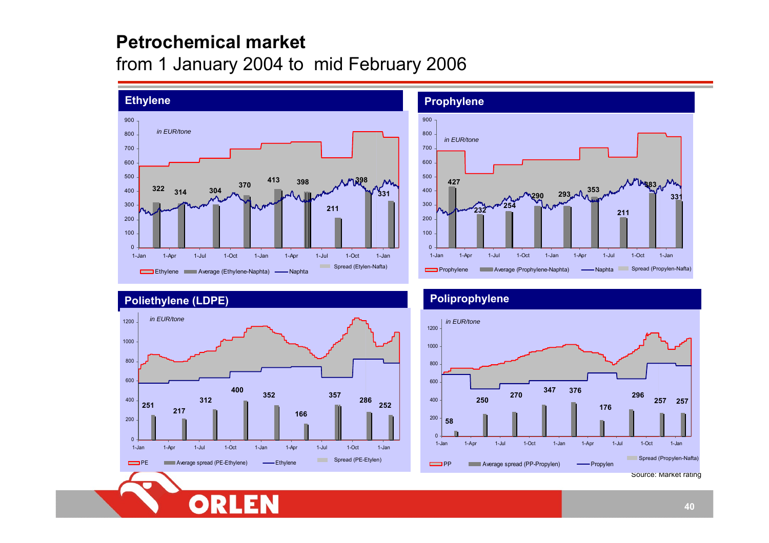# Petrochemical market

from 1 January 2004 to mid February 2006

## Ethylene

in EUR/tone

900
800
700
600
500
400
300
200
100
0

322 314 304 370 413 398 398 331 211

1-Jan 1-Apr 1-Jul 1-Oct 1-Jan 1-Apr 1-Jul 1-Oct 1-Jan

Ethylene, Average (Ethylene-Naphta), Naphta, Spread (Etylen-Nafta)

## Prophylene

in EUR/tone

900
800
700
600
500
400
300
200
100
0

427 232 254 290 293 353 383 331 211

1-Jan 1-Apr 1-Jul 1-Oct 1-Jan 1-Apr 1-Jul 1-Oct 1-Jan

Prophylene, Average (Prophylene-Naphta), Naphta, Spread (Propylen-Nafta)

## Poliethylene (LDPE)

in EUR/tone

1200
1000
800
600
400
200
0

251 217 312 400 352 166 357 286 252

1-Jan 1-Apr 1-Jul 1-Oct 1-Jan 1-Apr 1-Jul 1-Oct 1-Jan

PE, Average spread (PE-Ethylene), Ethylene, Spread (PE-Etylen)

## Poliprophylene

in EUR/tone

1200
1000
800
600
400
200
0

58 250 270 347 376 176 296 257 257

1-Jan 1-Apr 1-Jul 1-Oct 1-Jan 1-Apr 1-Jul 1-Oct 1-Jan

PP, Average spread (PP-Propylen), Propylen, Spread (Propylen-Nafta)

Source: Market rating